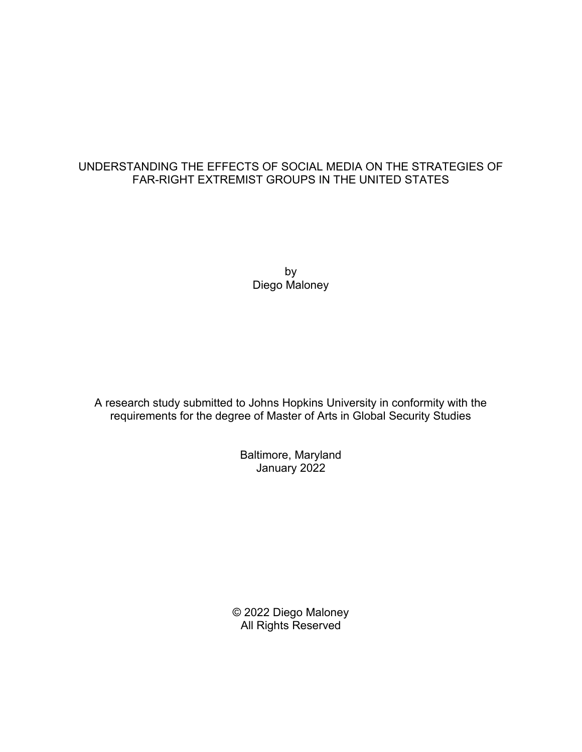# UNDERSTANDING THE EFFECTS OF SOCIAL MEDIA ON THE STRATEGIES OF FAR-RIGHT EXTREMIST GROUPS IN THE UNITED STATES

by
Diego Maloney

A research study submitted to Johns Hopkins University in conformity with the requirements for the degree of Master of Arts in Global Security Studies

Baltimore, Maryland
January 2022

© 2022 Diego Maloney
All Rights Reserved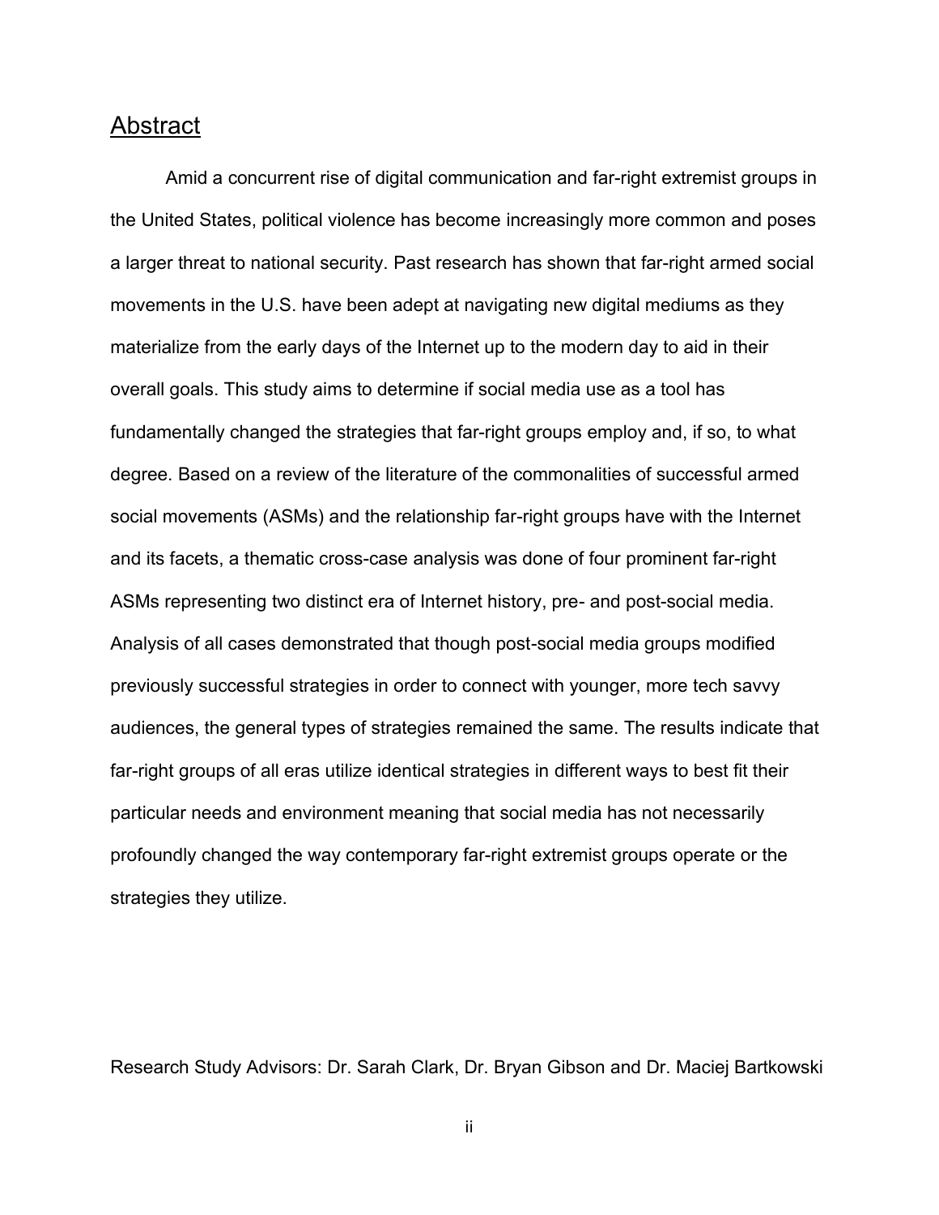## Abstract

Amid a concurrent rise of digital communication and far-right extremist groups in the United States, political violence has become increasingly more common and poses a larger threat to national security. Past research has shown that far-right armed social movements in the U.S. have been adept at navigating new digital mediums as they materialize from the early days of the Internet up to the modern day to aid in their overall goals. This study aims to determine if social media use as a tool has fundamentally changed the strategies that far-right groups employ and, if so, to what degree. Based on a review of the literature of the commonalities of successful armed social movements (ASMs) and the relationship far-right groups have with the Internet and its facets, a thematic cross-case analysis was done of four prominent far-right ASMs representing two distinct era of Internet history, pre- and post-social media. Analysis of all cases demonstrated that though post-social media groups modified previously successful strategies in order to connect with younger, more tech savvy audiences, the general types of strategies remained the same. The results indicate that far-right groups of all eras utilize identical strategies in different ways to best fit their particular needs and environment meaning that social media has not necessarily profoundly changed the way contemporary far-right extremist groups operate or the strategies they utilize.

Research Study Advisors: Dr. Sarah Clark, Dr. Bryan Gibson and Dr. Maciej Bartkowski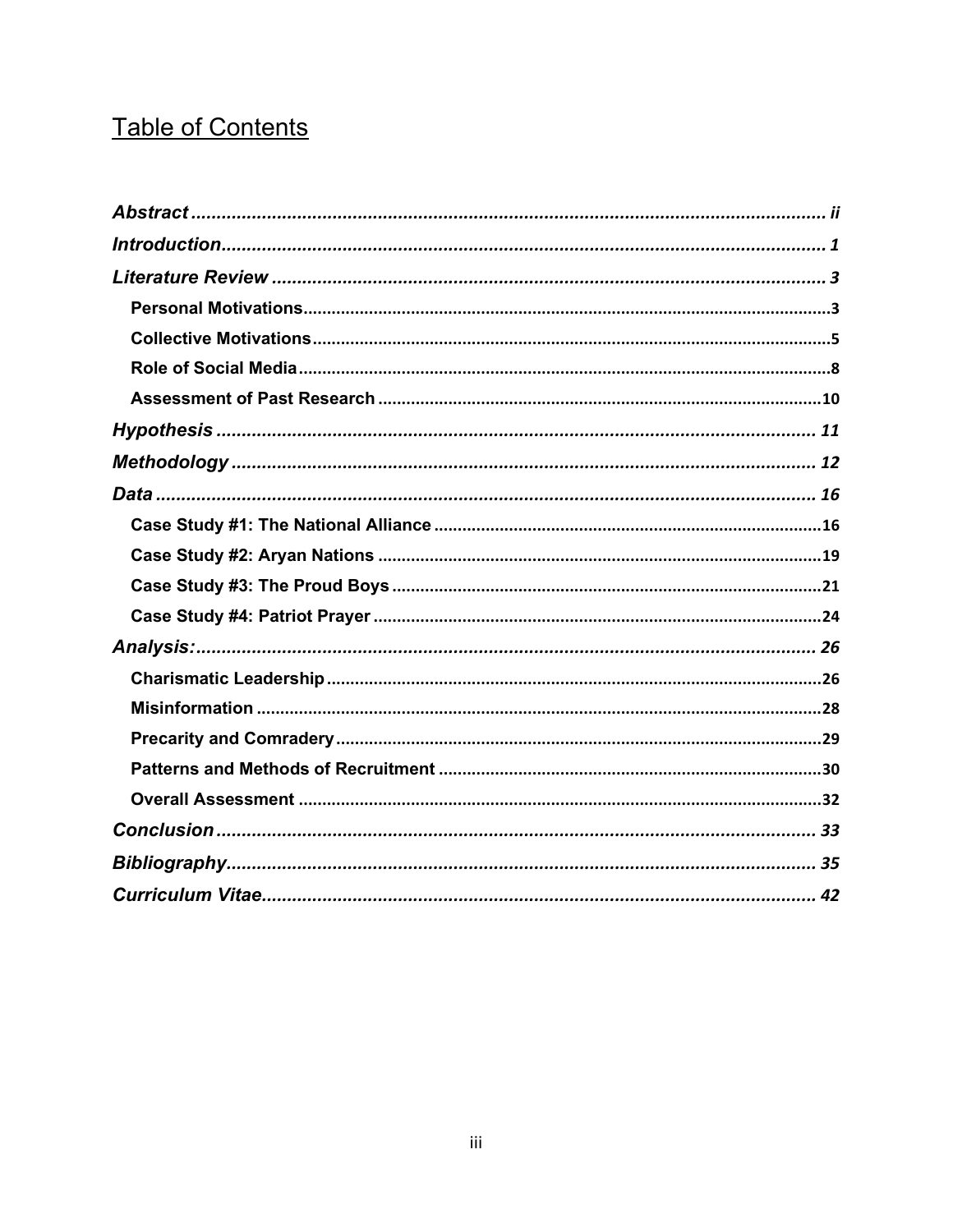# Table of Contents

| | |
|---|---|
| ***Abstract*** | ***ii*** |
| ***Introduction*** | ***1*** |
| ***Literature Review*** | ***3*** |
| **Personal Motivations** | **3** |
| **Collective Motivations** | **5** |
| **Role of Social Media** | **8** |
| **Assessment of Past Research** | **10** |
| ***Hypothesis*** | ***11*** |
| ***Methodology*** | ***12*** |
| ***Data*** | ***16*** |
| **Case Study #1: The National Alliance** | **16** |
| **Case Study #2: Aryan Nations** | **19** |
| **Case Study #3: The Proud Boys** | **21** |
| **Case Study #4: Patriot Prayer** | **24** |
| ***Analysis:*** | ***26*** |
| **Charismatic Leadership** | **26** |
| **Misinformation** | **28** |
| **Precarity and Comradery** | **29** |
| **Patterns and Methods of Recruitment** | **30** |
| **Overall Assessment** | **32** |
| ***Conclusion*** | ***33*** |
| ***Bibliography*** | ***35*** |
| ***Curriculum Vitae*** | ***42*** |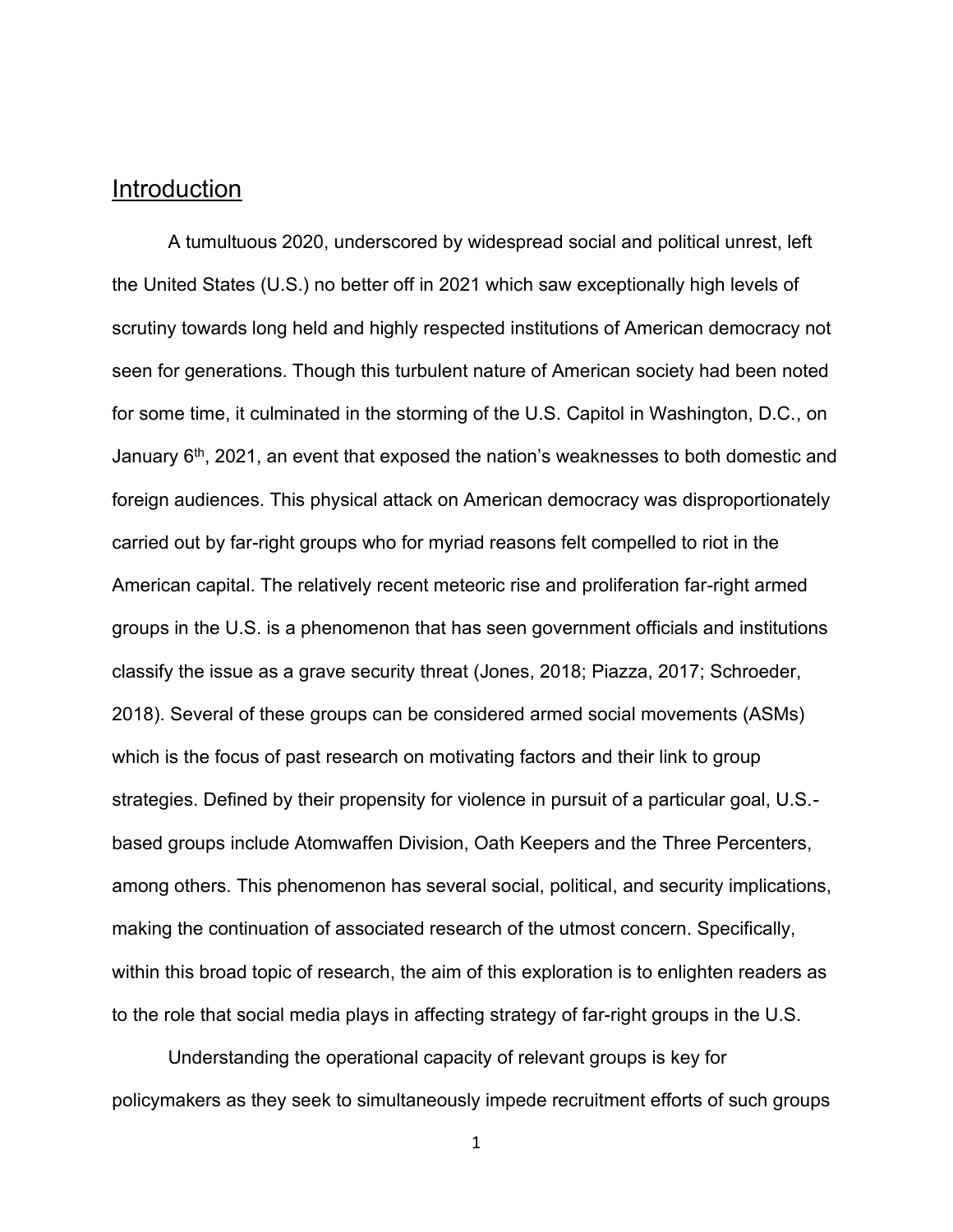## Introduction

A tumultuous 2020, underscored by widespread social and political unrest, left the United States (U.S.) no better off in 2021 which saw exceptionally high levels of scrutiny towards long held and highly respected institutions of American democracy not seen for generations. Though this turbulent nature of American society had been noted for some time, it culminated in the storming of the U.S. Capitol in Washington, D.C., on January 6th, 2021, an event that exposed the nation's weaknesses to both domestic and foreign audiences. This physical attack on American democracy was disproportionately carried out by far-right groups who for myriad reasons felt compelled to riot in the American capital. The relatively recent meteoric rise and proliferation far-right armed groups in the U.S. is a phenomenon that has seen government officials and institutions classify the issue as a grave security threat (Jones, 2018; Piazza, 2017; Schroeder, 2018). Several of these groups can be considered armed social movements (ASMs) which is the focus of past research on motivating factors and their link to group strategies. Defined by their propensity for violence in pursuit of a particular goal, U.S.-based groups include Atomwaffen Division, Oath Keepers and the Three Percenters, among others. This phenomenon has several social, political, and security implications, making the continuation of associated research of the utmost concern. Specifically, within this broad topic of research, the aim of this exploration is to enlighten readers as to the role that social media plays in affecting strategy of far-right groups in the U.S.

Understanding the operational capacity of relevant groups is key for policymakers as they seek to simultaneously impede recruitment efforts of such groups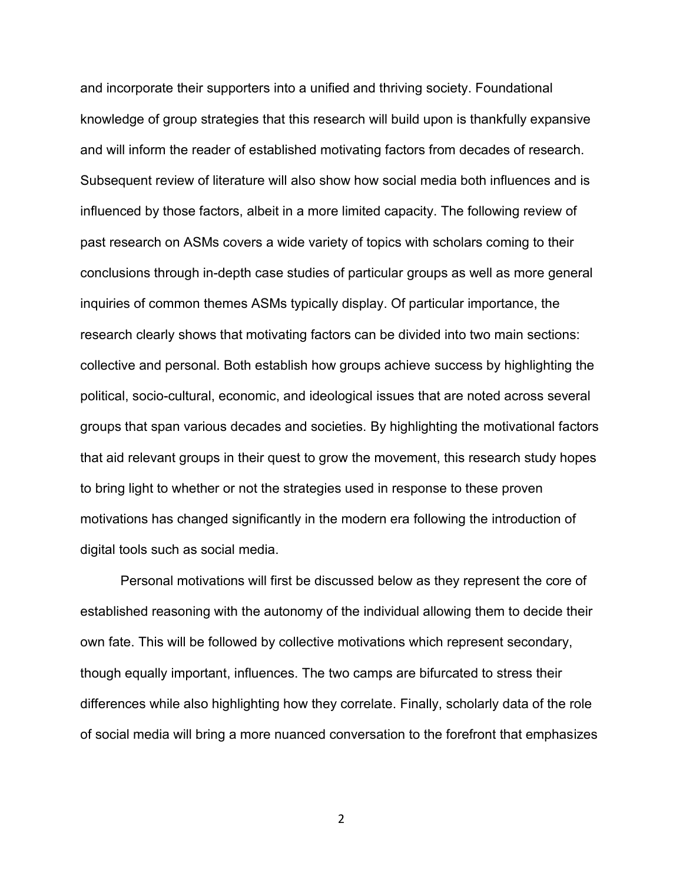and incorporate their supporters into a unified and thriving society. Foundational knowledge of group strategies that this research will build upon is thankfully expansive and will inform the reader of established motivating factors from decades of research. Subsequent review of literature will also show how social media both influences and is influenced by those factors, albeit in a more limited capacity. The following review of past research on ASMs covers a wide variety of topics with scholars coming to their conclusions through in-depth case studies of particular groups as well as more general inquiries of common themes ASMs typically display. Of particular importance, the research clearly shows that motivating factors can be divided into two main sections: collective and personal. Both establish how groups achieve success by highlighting the political, socio-cultural, economic, and ideological issues that are noted across several groups that span various decades and societies. By highlighting the motivational factors that aid relevant groups in their quest to grow the movement, this research study hopes to bring light to whether or not the strategies used in response to these proven motivations has changed significantly in the modern era following the introduction of digital tools such as social media.

Personal motivations will first be discussed below as they represent the core of established reasoning with the autonomy of the individual allowing them to decide their own fate. This will be followed by collective motivations which represent secondary, though equally important, influences. The two camps are bifurcated to stress their differences while also highlighting how they correlate. Finally, scholarly data of the role of social media will bring a more nuanced conversation to the forefront that emphasizes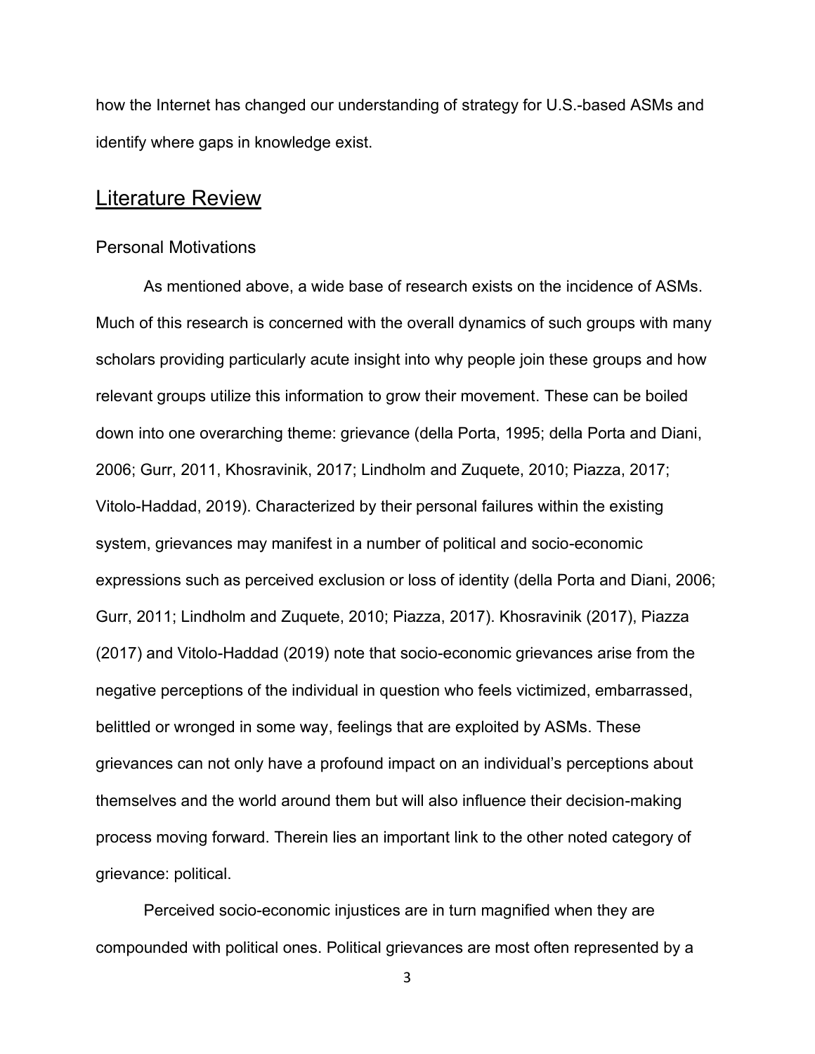how the Internet has changed our understanding of strategy for U.S.-based ASMs and identify where gaps in knowledge exist.

## Literature Review

### Personal Motivations

As mentioned above, a wide base of research exists on the incidence of ASMs. Much of this research is concerned with the overall dynamics of such groups with many scholars providing particularly acute insight into why people join these groups and how relevant groups utilize this information to grow their movement. These can be boiled down into one overarching theme: grievance (della Porta, 1995; della Porta and Diani, 2006; Gurr, 2011, Khosravinik, 2017; Lindholm and Zuquete, 2010; Piazza, 2017; Vitolo-Haddad, 2019). Characterized by their personal failures within the existing system, grievances may manifest in a number of political and socio-economic expressions such as perceived exclusion or loss of identity (della Porta and Diani, 2006; Gurr, 2011; Lindholm and Zuquete, 2010; Piazza, 2017). Khosravinik (2017), Piazza (2017) and Vitolo-Haddad (2019) note that socio-economic grievances arise from the negative perceptions of the individual in question who feels victimized, embarrassed, belittled or wronged in some way, feelings that are exploited by ASMs. These grievances can not only have a profound impact on an individual's perceptions about themselves and the world around them but will also influence their decision-making process moving forward. Therein lies an important link to the other noted category of grievance: political.

Perceived socio-economic injustices are in turn magnified when they are compounded with political ones. Political grievances are most often represented by a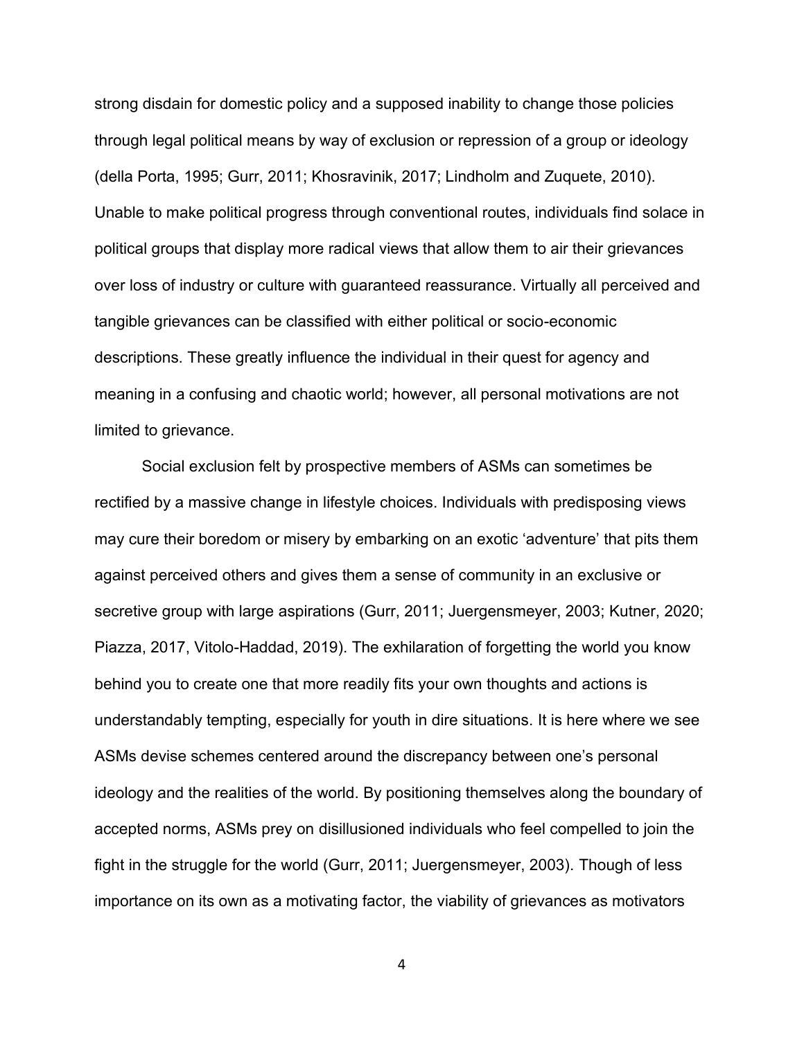strong disdain for domestic policy and a supposed inability to change those policies through legal political means by way of exclusion or repression of a group or ideology (della Porta, 1995; Gurr, 2011; Khosravinik, 2017; Lindholm and Zuquete, 2010). Unable to make political progress through conventional routes, individuals find solace in political groups that display more radical views that allow them to air their grievances over loss of industry or culture with guaranteed reassurance. Virtually all perceived and tangible grievances can be classified with either political or socio-economic descriptions. These greatly influence the individual in their quest for agency and meaning in a confusing and chaotic world; however, all personal motivations are not limited to grievance.

Social exclusion felt by prospective members of ASMs can sometimes be rectified by a massive change in lifestyle choices. Individuals with predisposing views may cure their boredom or misery by embarking on an exotic 'adventure' that pits them against perceived others and gives them a sense of community in an exclusive or secretive group with large aspirations (Gurr, 2011; Juergensmeyer, 2003; Kutner, 2020; Piazza, 2017, Vitolo-Haddad, 2019). The exhilaration of forgetting the world you know behind you to create one that more readily fits your own thoughts and actions is understandably tempting, especially for youth in dire situations. It is here where we see ASMs devise schemes centered around the discrepancy between one's personal ideology and the realities of the world. By positioning themselves along the boundary of accepted norms, ASMs prey on disillusioned individuals who feel compelled to join the fight in the struggle for the world (Gurr, 2011; Juergensmeyer, 2003). Though of less importance on its own as a motivating factor, the viability of grievances as motivators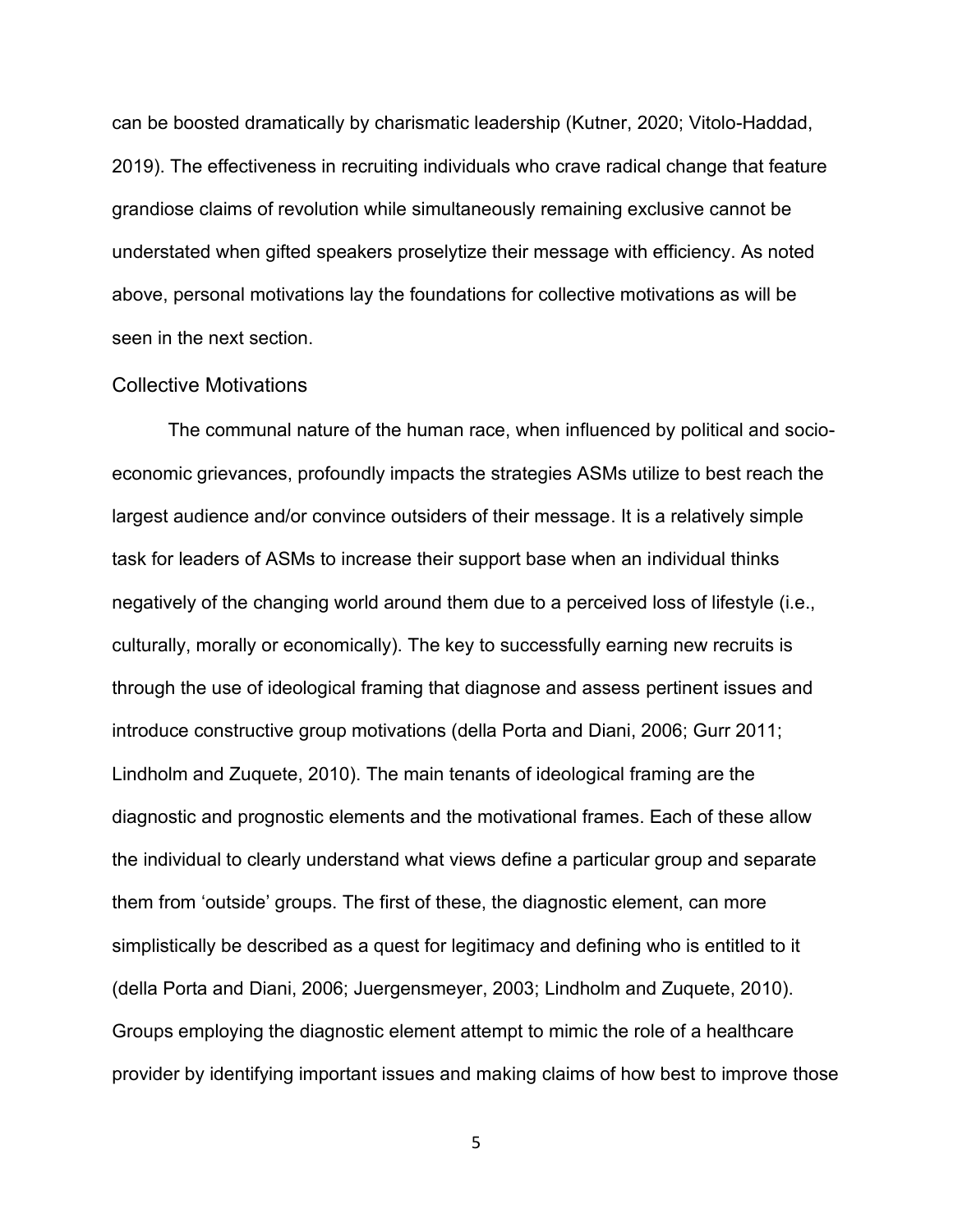can be boosted dramatically by charismatic leadership (Kutner, 2020; Vitolo-Haddad, 2019). The effectiveness in recruiting individuals who crave radical change that feature grandiose claims of revolution while simultaneously remaining exclusive cannot be understated when gifted speakers proselytize their message with efficiency. As noted above, personal motivations lay the foundations for collective motivations as will be seen in the next section.

## Collective Motivations

The communal nature of the human race, when influenced by political and socio-economic grievances, profoundly impacts the strategies ASMs utilize to best reach the largest audience and/or convince outsiders of their message. It is a relatively simple task for leaders of ASMs to increase their support base when an individual thinks negatively of the changing world around them due to a perceived loss of lifestyle (i.e., culturally, morally or economically). The key to successfully earning new recruits is through the use of ideological framing that diagnose and assess pertinent issues and introduce constructive group motivations (della Porta and Diani, 2006; Gurr 2011; Lindholm and Zuquete, 2010). The main tenants of ideological framing are the diagnostic and prognostic elements and the motivational frames. Each of these allow the individual to clearly understand what views define a particular group and separate them from 'outside' groups. The first of these, the diagnostic element, can more simplistically be described as a quest for legitimacy and defining who is entitled to it (della Porta and Diani, 2006; Juergensmeyer, 2003; Lindholm and Zuquete, 2010). Groups employing the diagnostic element attempt to mimic the role of a healthcare provider by identifying important issues and making claims of how best to improve those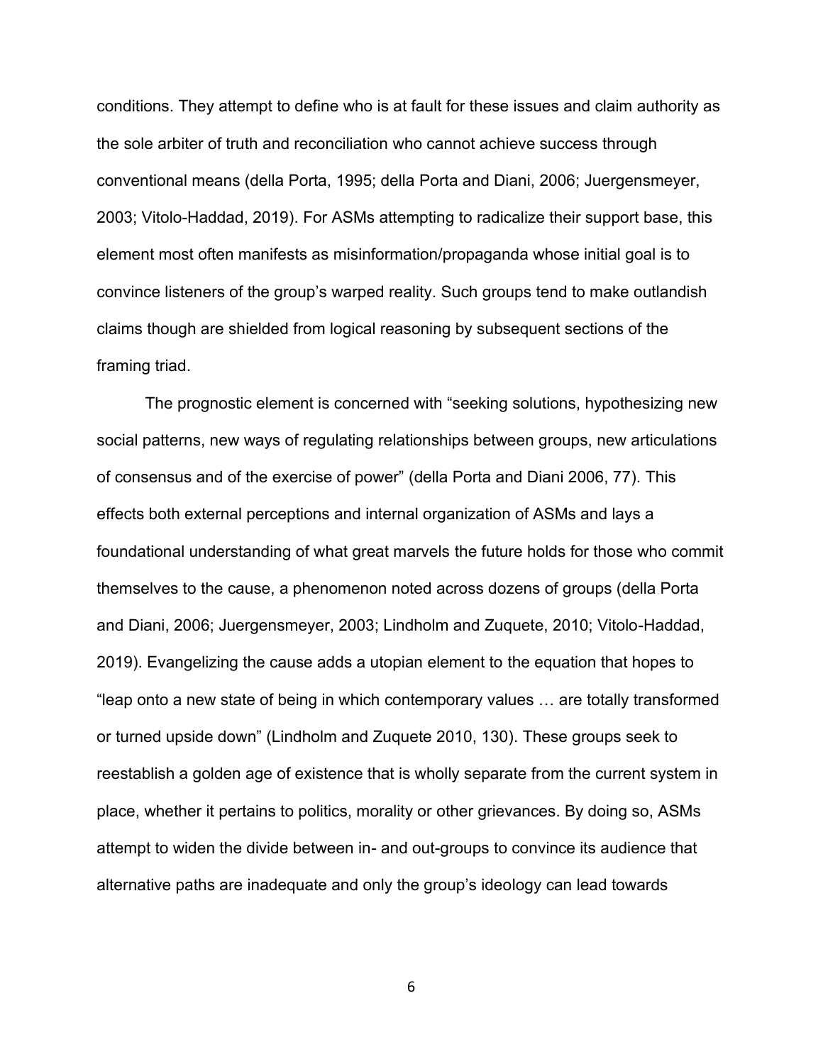conditions. They attempt to define who is at fault for these issues and claim authority as the sole arbiter of truth and reconciliation who cannot achieve success through conventional means (della Porta, 1995; della Porta and Diani, 2006; Juergensmeyer, 2003; Vitolo-Haddad, 2019). For ASMs attempting to radicalize their support base, this element most often manifests as misinformation/propaganda whose initial goal is to convince listeners of the group's warped reality. Such groups tend to make outlandish claims though are shielded from logical reasoning by subsequent sections of the framing triad.

The prognostic element is concerned with "seeking solutions, hypothesizing new social patterns, new ways of regulating relationships between groups, new articulations of consensus and of the exercise of power" (della Porta and Diani 2006, 77). This effects both external perceptions and internal organization of ASMs and lays a foundational understanding of what great marvels the future holds for those who commit themselves to the cause, a phenomenon noted across dozens of groups (della Porta and Diani, 2006; Juergensmeyer, 2003; Lindholm and Zuquete, 2010; Vitolo-Haddad, 2019). Evangelizing the cause adds a utopian element to the equation that hopes to "leap onto a new state of being in which contemporary values … are totally transformed or turned upside down" (Lindholm and Zuquete 2010, 130). These groups seek to reestablish a golden age of existence that is wholly separate from the current system in place, whether it pertains to politics, morality or other grievances. By doing so, ASMs attempt to widen the divide between in- and out-groups to convince its audience that alternative paths are inadequate and only the group's ideology can lead towards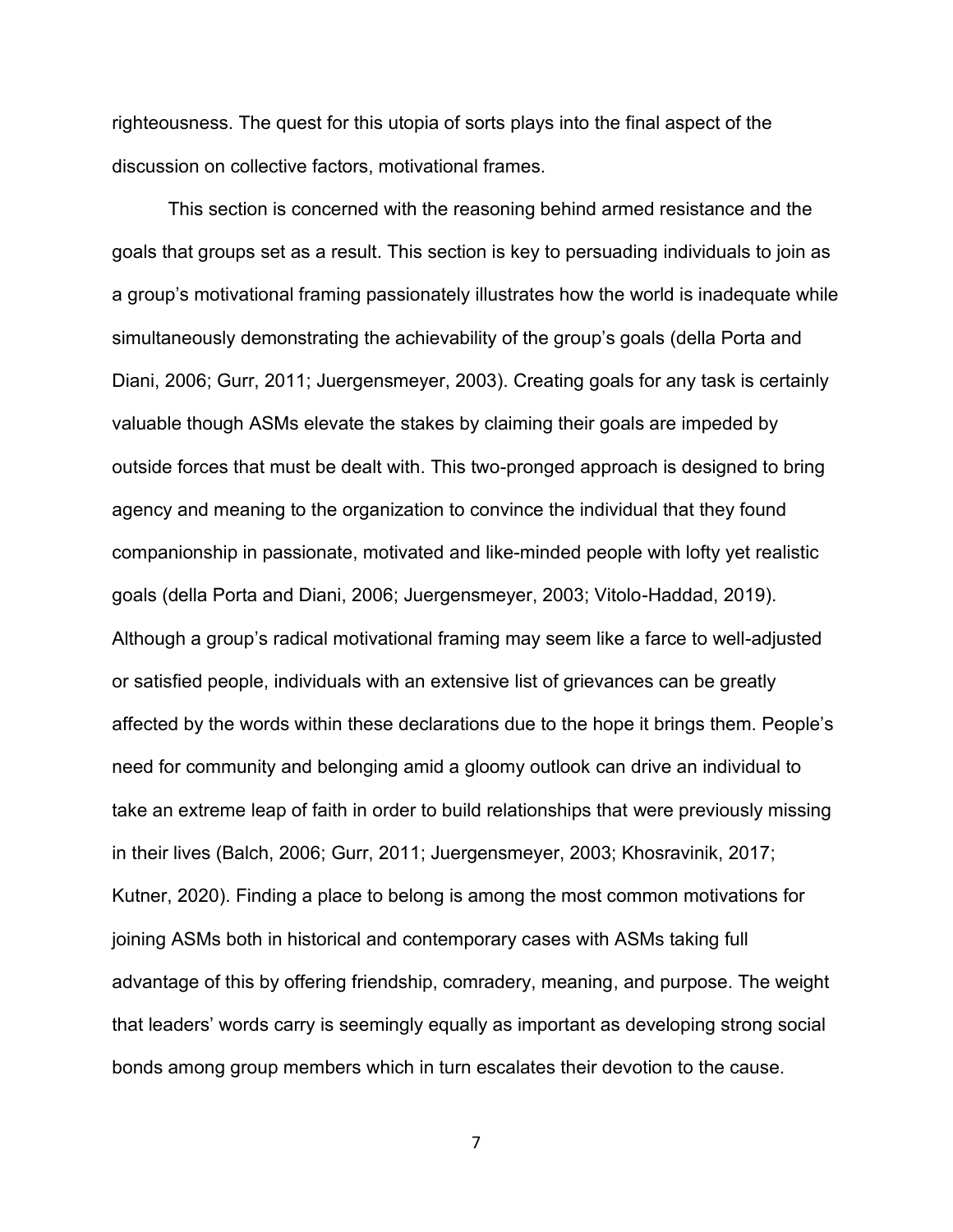righteousness. The quest for this utopia of sorts plays into the final aspect of the discussion on collective factors, motivational frames.

This section is concerned with the reasoning behind armed resistance and the goals that groups set as a result. This section is key to persuading individuals to join as a group's motivational framing passionately illustrates how the world is inadequate while simultaneously demonstrating the achievability of the group's goals (della Porta and Diani, 2006; Gurr, 2011; Juergensmeyer, 2003). Creating goals for any task is certainly valuable though ASMs elevate the stakes by claiming their goals are impeded by outside forces that must be dealt with. This two-pronged approach is designed to bring agency and meaning to the organization to convince the individual that they found companionship in passionate, motivated and like-minded people with lofty yet realistic goals (della Porta and Diani, 2006; Juergensmeyer, 2003; Vitolo-Haddad, 2019). Although a group's radical motivational framing may seem like a farce to well-adjusted or satisfied people, individuals with an extensive list of grievances can be greatly affected by the words within these declarations due to the hope it brings them. People's need for community and belonging amid a gloomy outlook can drive an individual to take an extreme leap of faith in order to build relationships that were previously missing in their lives (Balch, 2006; Gurr, 2011; Juergensmeyer, 2003; Khosravinik, 2017; Kutner, 2020). Finding a place to belong is among the most common motivations for joining ASMs both in historical and contemporary cases with ASMs taking full advantage of this by offering friendship, comradery, meaning, and purpose. The weight that leaders' words carry is seemingly equally as important as developing strong social bonds among group members which in turn escalates their devotion to the cause.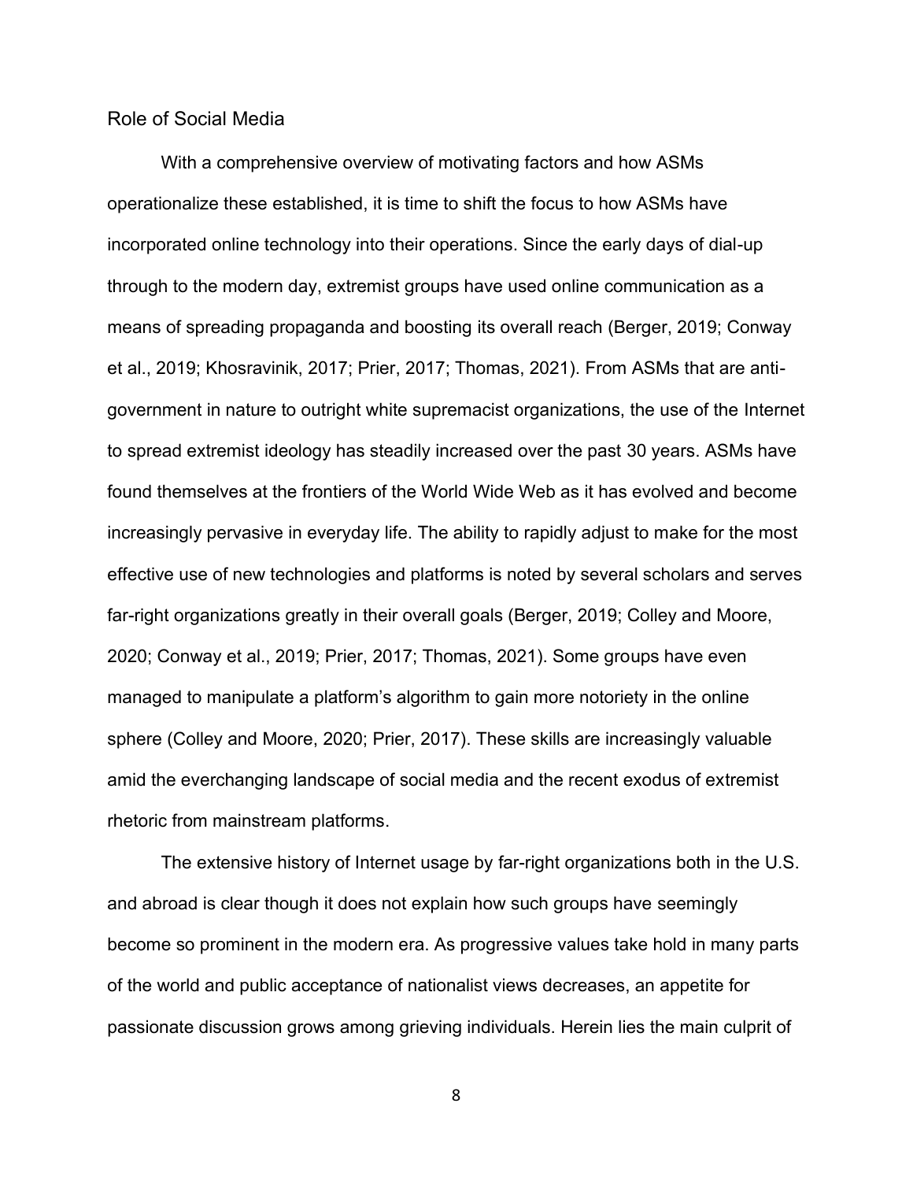## Role of Social Media

With a comprehensive overview of motivating factors and how ASMs operationalize these established, it is time to shift the focus to how ASMs have incorporated online technology into their operations. Since the early days of dial-up through to the modern day, extremist groups have used online communication as a means of spreading propaganda and boosting its overall reach (Berger, 2019; Conway et al., 2019; Khosravinik, 2017; Prier, 2017; Thomas, 2021). From ASMs that are anti-government in nature to outright white supremacist organizations, the use of the Internet to spread extremist ideology has steadily increased over the past 30 years. ASMs have found themselves at the frontiers of the World Wide Web as it has evolved and become increasingly pervasive in everyday life. The ability to rapidly adjust to make for the most effective use of new technologies and platforms is noted by several scholars and serves far-right organizations greatly in their overall goals (Berger, 2019; Colley and Moore, 2020; Conway et al., 2019; Prier, 2017; Thomas, 2021). Some groups have even managed to manipulate a platform's algorithm to gain more notoriety in the online sphere (Colley and Moore, 2020; Prier, 2017). These skills are increasingly valuable amid the everchanging landscape of social media and the recent exodus of extremist rhetoric from mainstream platforms.

The extensive history of Internet usage by far-right organizations both in the U.S. and abroad is clear though it does not explain how such groups have seemingly become so prominent in the modern era. As progressive values take hold in many parts of the world and public acceptance of nationalist views decreases, an appetite for passionate discussion grows among grieving individuals. Herein lies the main culprit of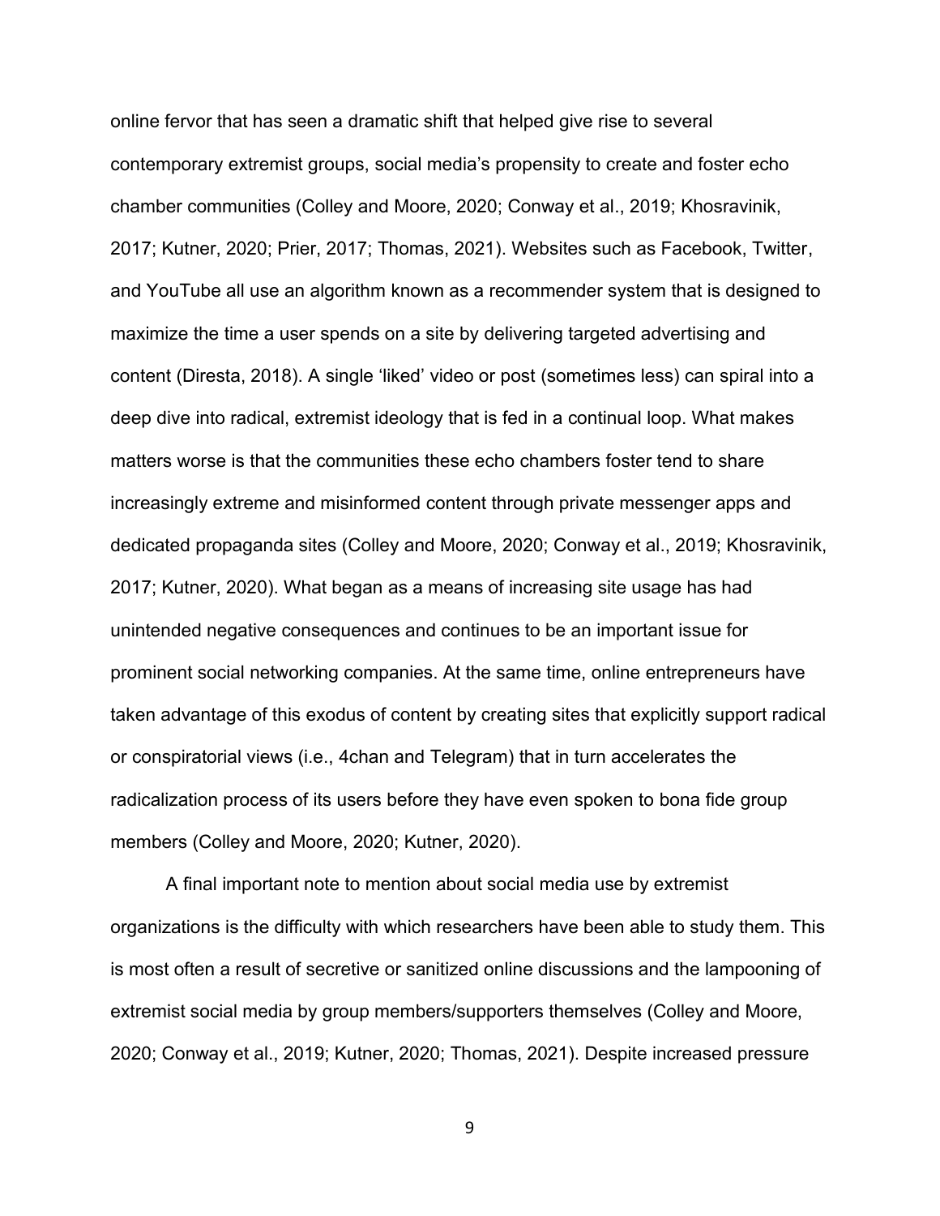online fervor that has seen a dramatic shift that helped give rise to several contemporary extremist groups, social media's propensity to create and foster echo chamber communities (Colley and Moore, 2020; Conway et al., 2019; Khosravinik, 2017; Kutner, 2020; Prier, 2017; Thomas, 2021). Websites such as Facebook, Twitter, and YouTube all use an algorithm known as a recommender system that is designed to maximize the time a user spends on a site by delivering targeted advertising and content (Diresta, 2018). A single 'liked' video or post (sometimes less) can spiral into a deep dive into radical, extremist ideology that is fed in a continual loop. What makes matters worse is that the communities these echo chambers foster tend to share increasingly extreme and misinformed content through private messenger apps and dedicated propaganda sites (Colley and Moore, 2020; Conway et al., 2019; Khosravinik, 2017; Kutner, 2020). What began as a means of increasing site usage has had unintended negative consequences and continues to be an important issue for prominent social networking companies. At the same time, online entrepreneurs have taken advantage of this exodus of content by creating sites that explicitly support radical or conspiratorial views (i.e., 4chan and Telegram) that in turn accelerates the radicalization process of its users before they have even spoken to bona fide group members (Colley and Moore, 2020; Kutner, 2020).

A final important note to mention about social media use by extremist organizations is the difficulty with which researchers have been able to study them. This is most often a result of secretive or sanitized online discussions and the lampooning of extremist social media by group members/supporters themselves (Colley and Moore, 2020; Conway et al., 2019; Kutner, 2020; Thomas, 2021). Despite increased pressure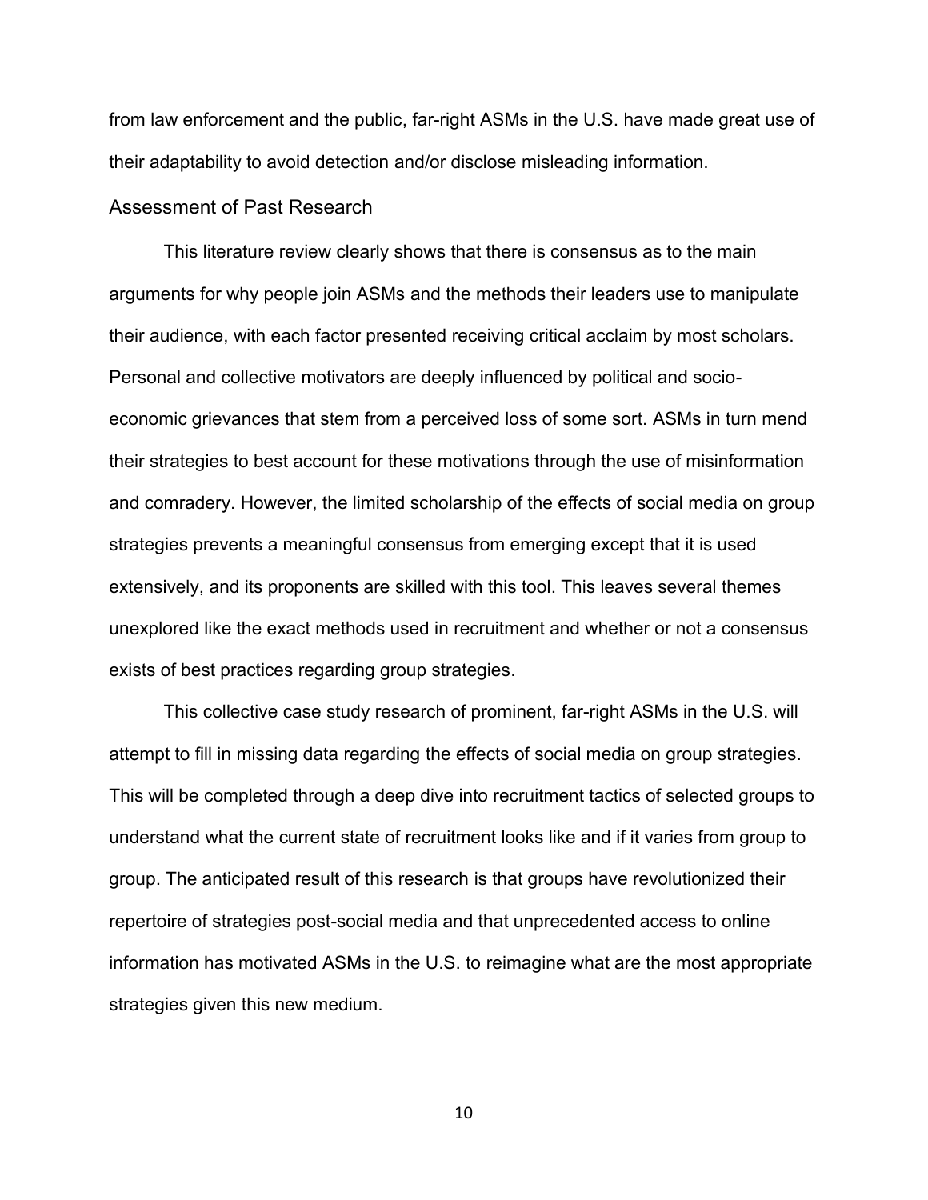from law enforcement and the public, far-right ASMs in the U.S. have made great use of their adaptability to avoid detection and/or disclose misleading information.

## Assessment of Past Research

This literature review clearly shows that there is consensus as to the main arguments for why people join ASMs and the methods their leaders use to manipulate their audience, with each factor presented receiving critical acclaim by most scholars. Personal and collective motivators are deeply influenced by political and socio-economic grievances that stem from a perceived loss of some sort. ASMs in turn mend their strategies to best account for these motivations through the use of misinformation and comradery. However, the limited scholarship of the effects of social media on group strategies prevents a meaningful consensus from emerging except that it is used extensively, and its proponents are skilled with this tool. This leaves several themes unexplored like the exact methods used in recruitment and whether or not a consensus exists of best practices regarding group strategies.

This collective case study research of prominent, far-right ASMs in the U.S. will attempt to fill in missing data regarding the effects of social media on group strategies. This will be completed through a deep dive into recruitment tactics of selected groups to understand what the current state of recruitment looks like and if it varies from group to group. The anticipated result of this research is that groups have revolutionized their repertoire of strategies post-social media and that unprecedented access to online information has motivated ASMs in the U.S. to reimagine what are the most appropriate strategies given this new medium.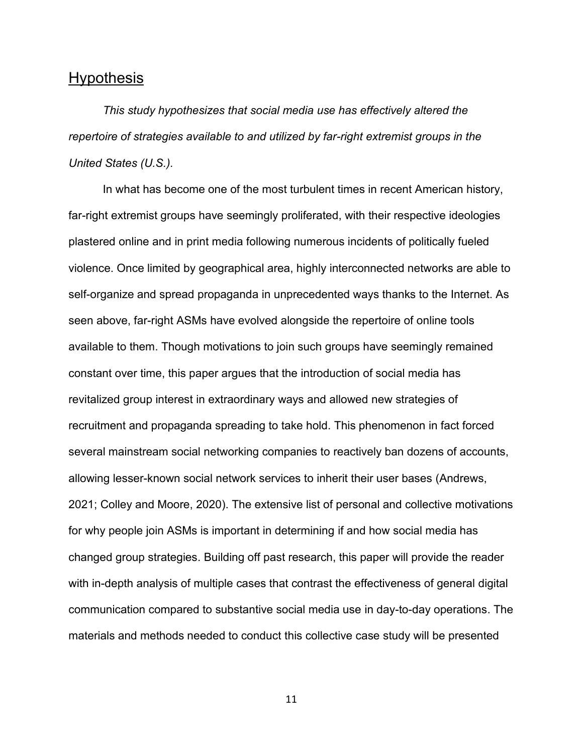## Hypothesis

*This study hypothesizes that social media use has effectively altered the repertoire of strategies available to and utilized by far-right extremist groups in the United States (U.S.).*

In what has become one of the most turbulent times in recent American history, far-right extremist groups have seemingly proliferated, with their respective ideologies plastered online and in print media following numerous incidents of politically fueled violence. Once limited by geographical area, highly interconnected networks are able to self-organize and spread propaganda in unprecedented ways thanks to the Internet. As seen above, far-right ASMs have evolved alongside the repertoire of online tools available to them. Though motivations to join such groups have seemingly remained constant over time, this paper argues that the introduction of social media has revitalized group interest in extraordinary ways and allowed new strategies of recruitment and propaganda spreading to take hold. This phenomenon in fact forced several mainstream social networking companies to reactively ban dozens of accounts, allowing lesser-known social network services to inherit their user bases (Andrews, 2021; Colley and Moore, 2020). The extensive list of personal and collective motivations for why people join ASMs is important in determining if and how social media has changed group strategies. Building off past research, this paper will provide the reader with in-depth analysis of multiple cases that contrast the effectiveness of general digital communication compared to substantive social media use in day-to-day operations. The materials and methods needed to conduct this collective case study will be presented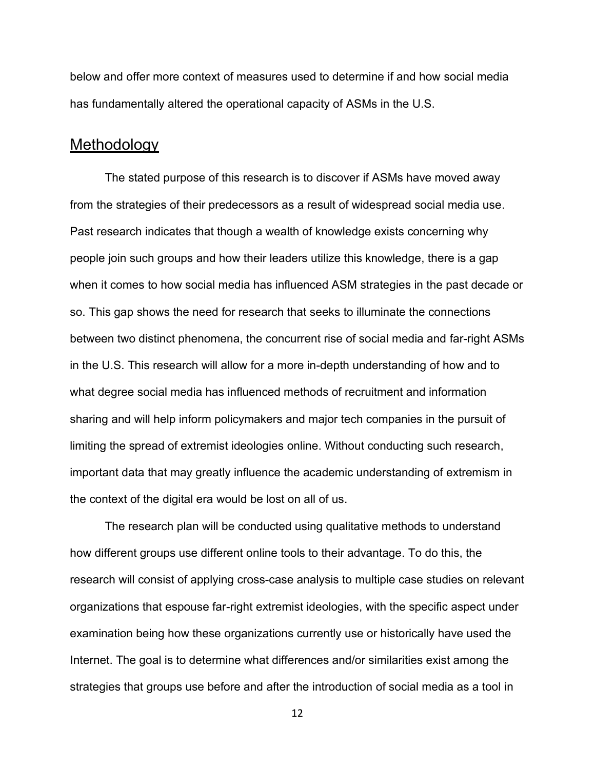below and offer more context of measures used to determine if and how social media has fundamentally altered the operational capacity of ASMs in the U.S.

## Methodology

The stated purpose of this research is to discover if ASMs have moved away from the strategies of their predecessors as a result of widespread social media use. Past research indicates that though a wealth of knowledge exists concerning why people join such groups and how their leaders utilize this knowledge, there is a gap when it comes to how social media has influenced ASM strategies in the past decade or so. This gap shows the need for research that seeks to illuminate the connections between two distinct phenomena, the concurrent rise of social media and far-right ASMs in the U.S. This research will allow for a more in-depth understanding of how and to what degree social media has influenced methods of recruitment and information sharing and will help inform policymakers and major tech companies in the pursuit of limiting the spread of extremist ideologies online. Without conducting such research, important data that may greatly influence the academic understanding of extremism in the context of the digital era would be lost on all of us.

The research plan will be conducted using qualitative methods to understand how different groups use different online tools to their advantage. To do this, the research will consist of applying cross-case analysis to multiple case studies on relevant organizations that espouse far-right extremist ideologies, with the specific aspect under examination being how these organizations currently use or historically have used the Internet. The goal is to determine what differences and/or similarities exist among the strategies that groups use before and after the introduction of social media as a tool in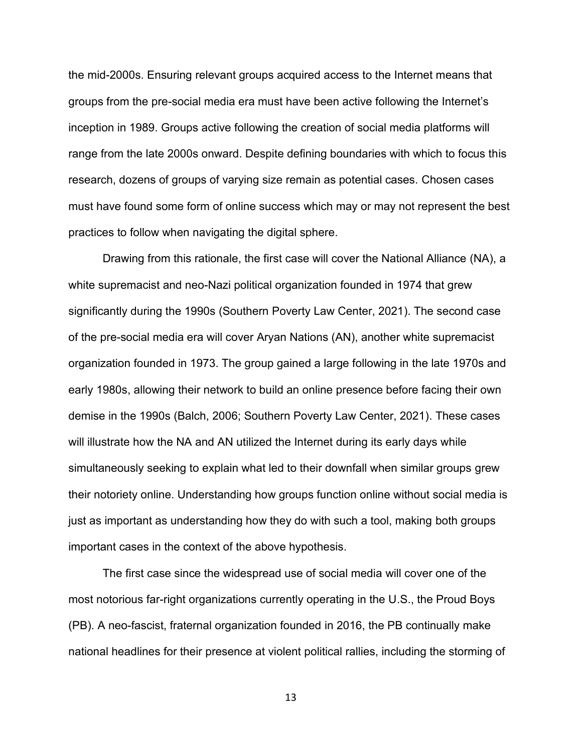the mid-2000s. Ensuring relevant groups acquired access to the Internet means that groups from the pre-social media era must have been active following the Internet's inception in 1989. Groups active following the creation of social media platforms will range from the late 2000s onward. Despite defining boundaries with which to focus this research, dozens of groups of varying size remain as potential cases. Chosen cases must have found some form of online success which may or may not represent the best practices to follow when navigating the digital sphere.

Drawing from this rationale, the first case will cover the National Alliance (NA), a white supremacist and neo-Nazi political organization founded in 1974 that grew significantly during the 1990s (Southern Poverty Law Center, 2021). The second case of the pre-social media era will cover Aryan Nations (AN), another white supremacist organization founded in 1973. The group gained a large following in the late 1970s and early 1980s, allowing their network to build an online presence before facing their own demise in the 1990s (Balch, 2006; Southern Poverty Law Center, 2021). These cases will illustrate how the NA and AN utilized the Internet during its early days while simultaneously seeking to explain what led to their downfall when similar groups grew their notoriety online. Understanding how groups function online without social media is just as important as understanding how they do with such a tool, making both groups important cases in the context of the above hypothesis.

The first case since the widespread use of social media will cover one of the most notorious far-right organizations currently operating in the U.S., the Proud Boys (PB). A neo-fascist, fraternal organization founded in 2016, the PB continually make national headlines for their presence at violent political rallies, including the storming of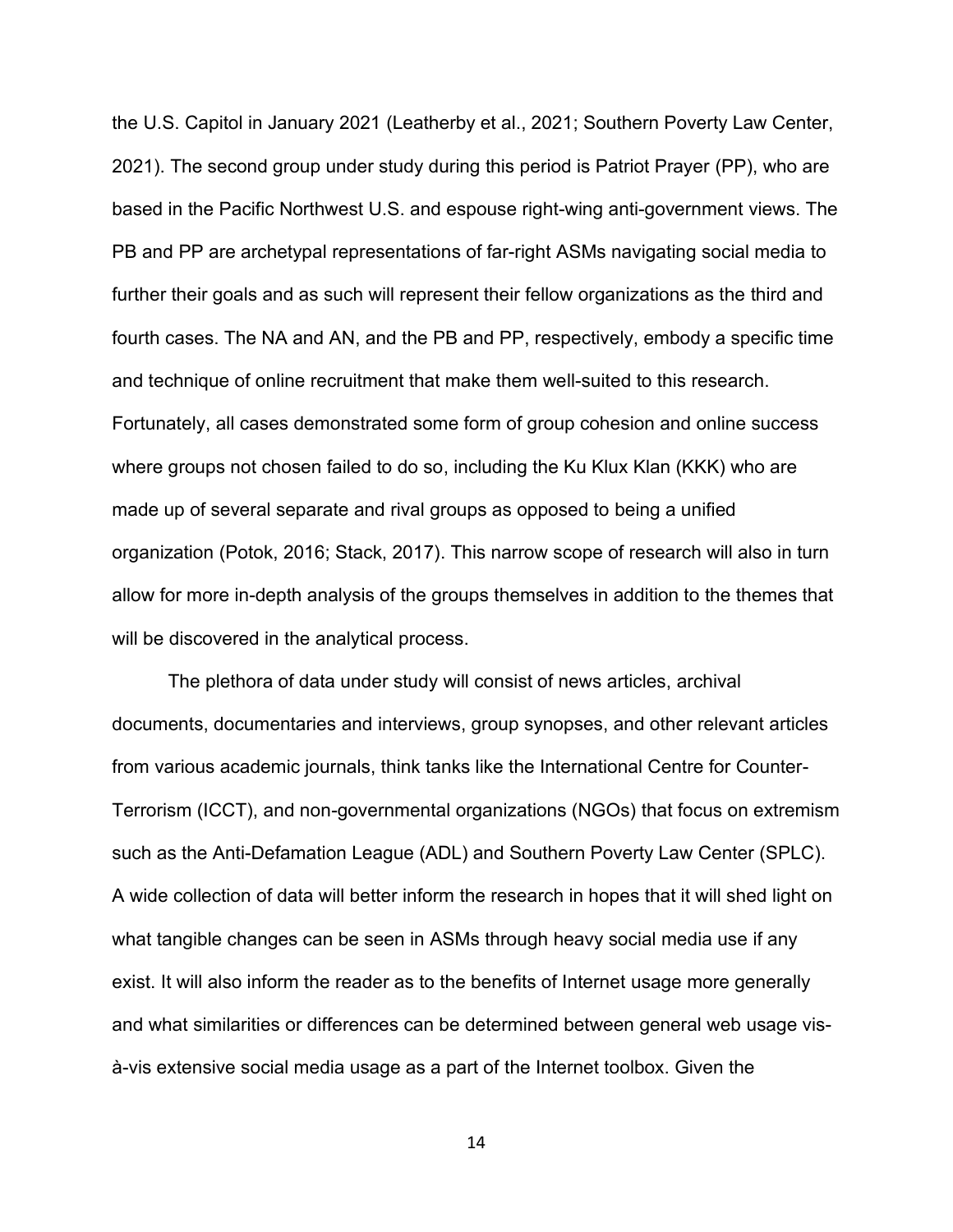the U.S. Capitol in January 2021 (Leatherby et al., 2021; Southern Poverty Law Center, 2021). The second group under study during this period is Patriot Prayer (PP), who are based in the Pacific Northwest U.S. and espouse right-wing anti-government views. The PB and PP are archetypal representations of far-right ASMs navigating social media to further their goals and as such will represent their fellow organizations as the third and fourth cases. The NA and AN, and the PB and PP, respectively, embody a specific time and technique of online recruitment that make them well-suited to this research. Fortunately, all cases demonstrated some form of group cohesion and online success where groups not chosen failed to do so, including the Ku Klux Klan (KKK) who are made up of several separate and rival groups as opposed to being a unified organization (Potok, 2016; Stack, 2017). This narrow scope of research will also in turn allow for more in-depth analysis of the groups themselves in addition to the themes that will be discovered in the analytical process.

The plethora of data under study will consist of news articles, archival documents, documentaries and interviews, group synopses, and other relevant articles from various academic journals, think tanks like the International Centre for Counter-Terrorism (ICCT), and non-governmental organizations (NGOs) that focus on extremism such as the Anti-Defamation League (ADL) and Southern Poverty Law Center (SPLC). A wide collection of data will better inform the research in hopes that it will shed light on what tangible changes can be seen in ASMs through heavy social media use if any exist. It will also inform the reader as to the benefits of Internet usage more generally and what similarities or differences can be determined between general web usage vis-à-vis extensive social media usage as a part of the Internet toolbox. Given the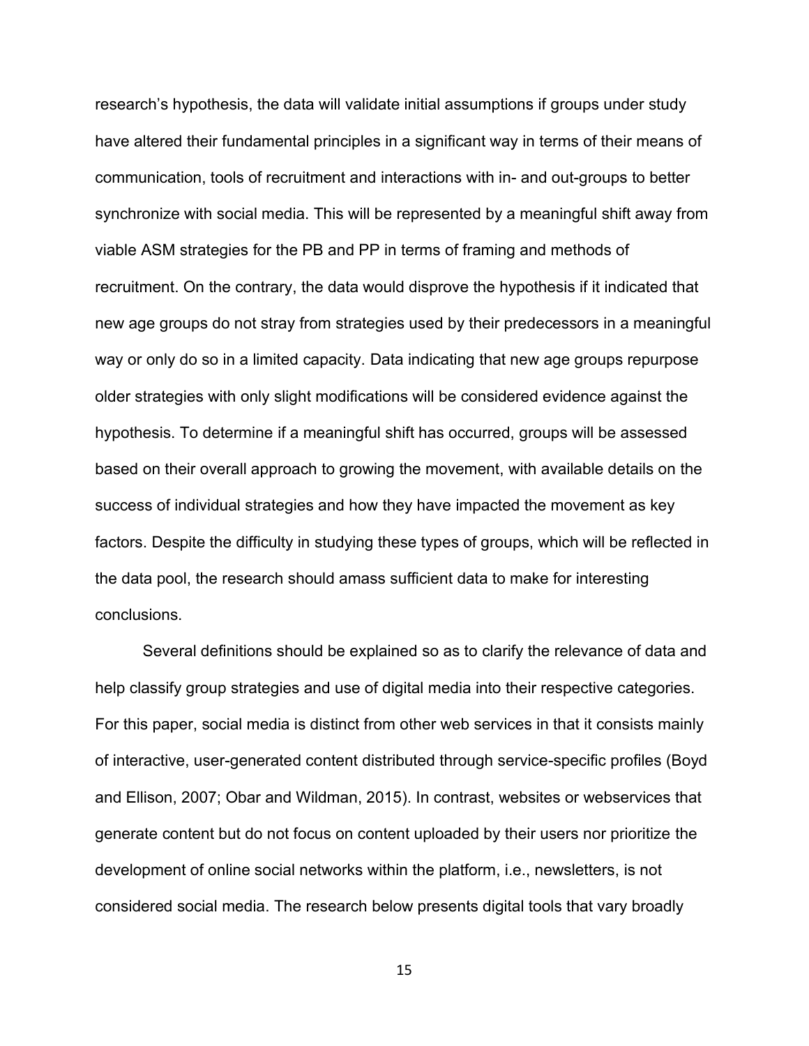research's hypothesis, the data will validate initial assumptions if groups under study have altered their fundamental principles in a significant way in terms of their means of communication, tools of recruitment and interactions with in- and out-groups to better synchronize with social media. This will be represented by a meaningful shift away from viable ASM strategies for the PB and PP in terms of framing and methods of recruitment. On the contrary, the data would disprove the hypothesis if it indicated that new age groups do not stray from strategies used by their predecessors in a meaningful way or only do so in a limited capacity. Data indicating that new age groups repurpose older strategies with only slight modifications will be considered evidence against the hypothesis. To determine if a meaningful shift has occurred, groups will be assessed based on their overall approach to growing the movement, with available details on the success of individual strategies and how they have impacted the movement as key factors. Despite the difficulty in studying these types of groups, which will be reflected in the data pool, the research should amass sufficient data to make for interesting conclusions.

Several definitions should be explained so as to clarify the relevance of data and help classify group strategies and use of digital media into their respective categories. For this paper, social media is distinct from other web services in that it consists mainly of interactive, user-generated content distributed through service-specific profiles (Boyd and Ellison, 2007; Obar and Wildman, 2015). In contrast, websites or webservices that generate content but do not focus on content uploaded by their users nor prioritize the development of online social networks within the platform, i.e., newsletters, is not considered social media. The research below presents digital tools that vary broadly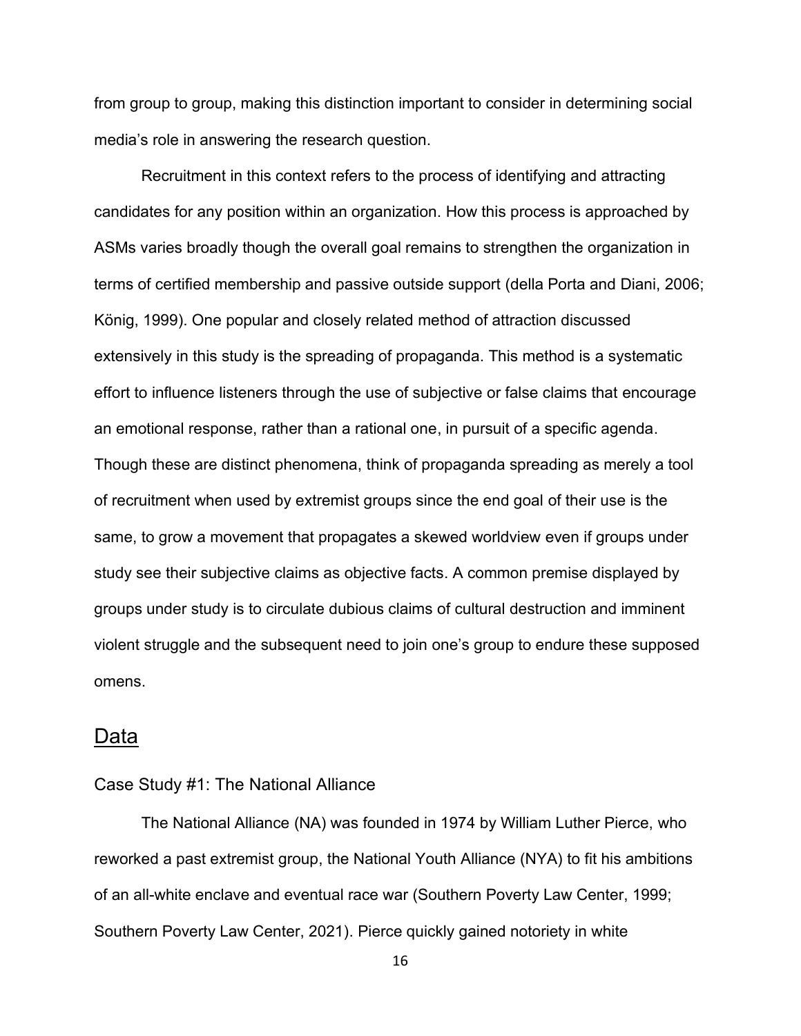from group to group, making this distinction important to consider in determining social media's role in answering the research question.

Recruitment in this context refers to the process of identifying and attracting candidates for any position within an organization. How this process is approached by ASMs varies broadly though the overall goal remains to strengthen the organization in terms of certified membership and passive outside support (della Porta and Diani, 2006; König, 1999). One popular and closely related method of attraction discussed extensively in this study is the spreading of propaganda. This method is a systematic effort to influence listeners through the use of subjective or false claims that encourage an emotional response, rather than a rational one, in pursuit of a specific agenda. Though these are distinct phenomena, think of propaganda spreading as merely a tool of recruitment when used by extremist groups since the end goal of their use is the same, to grow a movement that propagates a skewed worldview even if groups under study see their subjective claims as objective facts. A common premise displayed by groups under study is to circulate dubious claims of cultural destruction and imminent violent struggle and the subsequent need to join one's group to endure these supposed omens.

## Data

### Case Study #1: The National Alliance

The National Alliance (NA) was founded in 1974 by William Luther Pierce, who reworked a past extremist group, the National Youth Alliance (NYA) to fit his ambitions of an all-white enclave and eventual race war (Southern Poverty Law Center, 1999; Southern Poverty Law Center, 2021). Pierce quickly gained notoriety in white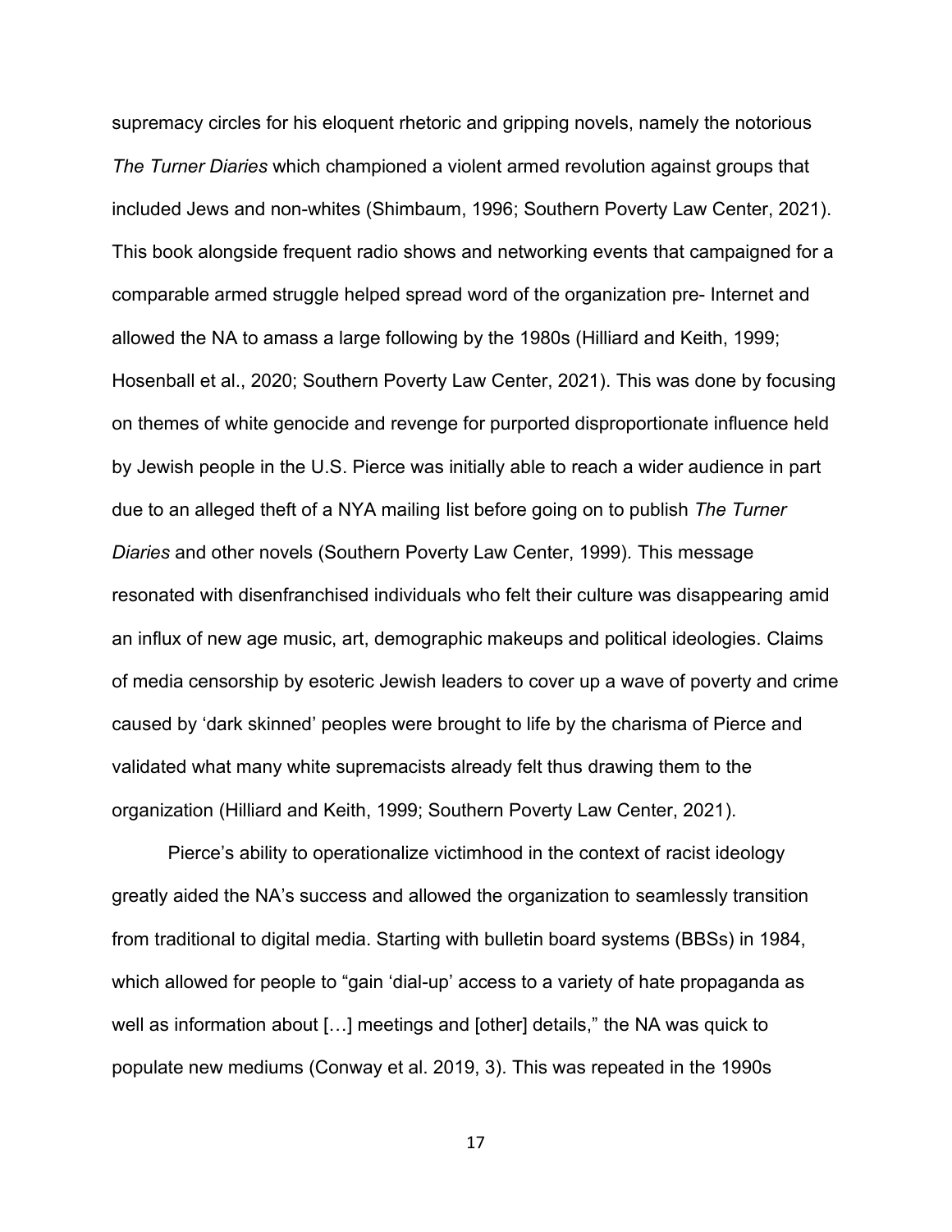supremacy circles for his eloquent rhetoric and gripping novels, namely the notorious *The Turner Diaries* which championed a violent armed revolution against groups that included Jews and non-whites (Shimbaum, 1996; Southern Poverty Law Center, 2021). This book alongside frequent radio shows and networking events that campaigned for a comparable armed struggle helped spread word of the organization pre- Internet and allowed the NA to amass a large following by the 1980s (Hilliard and Keith, 1999; Hosenball et al., 2020; Southern Poverty Law Center, 2021). This was done by focusing on themes of white genocide and revenge for purported disproportionate influence held by Jewish people in the U.S. Pierce was initially able to reach a wider audience in part due to an alleged theft of a NYA mailing list before going on to publish *The Turner Diaries* and other novels (Southern Poverty Law Center, 1999). This message resonated with disenfranchised individuals who felt their culture was disappearing amid an influx of new age music, art, demographic makeups and political ideologies. Claims of media censorship by esoteric Jewish leaders to cover up a wave of poverty and crime caused by 'dark skinned' peoples were brought to life by the charisma of Pierce and validated what many white supremacists already felt thus drawing them to the organization (Hilliard and Keith, 1999; Southern Poverty Law Center, 2021).

Pierce's ability to operationalize victimhood in the context of racist ideology greatly aided the NA's success and allowed the organization to seamlessly transition from traditional to digital media. Starting with bulletin board systems (BBSs) in 1984, which allowed for people to "gain 'dial-up' access to a variety of hate propaganda as well as information about […] meetings and [other] details," the NA was quick to populate new mediums (Conway et al. 2019, 3). This was repeated in the 1990s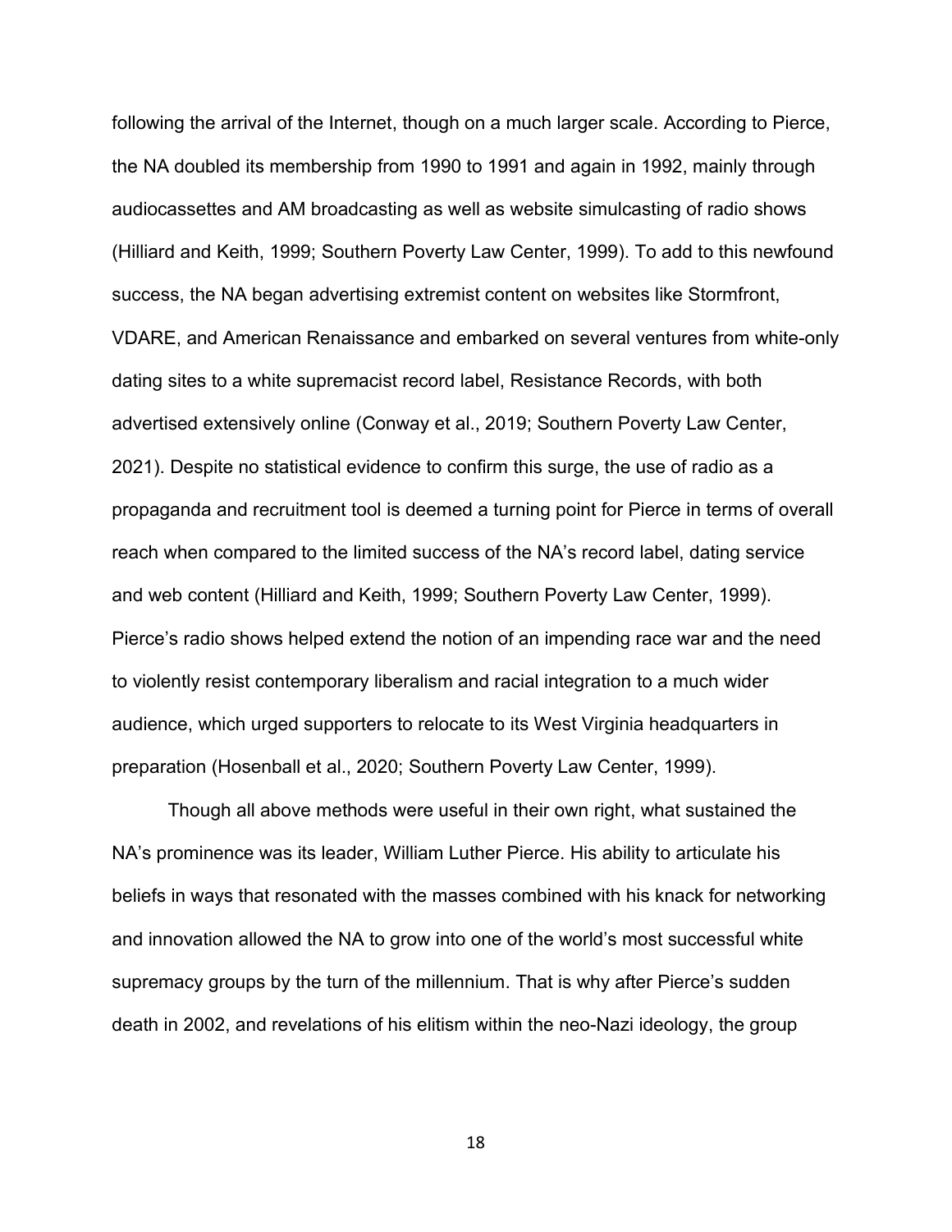following the arrival of the Internet, though on a much larger scale. According to Pierce, the NA doubled its membership from 1990 to 1991 and again in 1992, mainly through audiocassettes and AM broadcasting as well as website simulcasting of radio shows (Hilliard and Keith, 1999; Southern Poverty Law Center, 1999). To add to this newfound success, the NA began advertising extremist content on websites like Stormfront, VDARE, and American Renaissance and embarked on several ventures from white-only dating sites to a white supremacist record label, Resistance Records, with both advertised extensively online (Conway et al., 2019; Southern Poverty Law Center, 2021). Despite no statistical evidence to confirm this surge, the use of radio as a propaganda and recruitment tool is deemed a turning point for Pierce in terms of overall reach when compared to the limited success of the NA's record label, dating service and web content (Hilliard and Keith, 1999; Southern Poverty Law Center, 1999). Pierce's radio shows helped extend the notion of an impending race war and the need to violently resist contemporary liberalism and racial integration to a much wider audience, which urged supporters to relocate to its West Virginia headquarters in preparation (Hosenball et al., 2020; Southern Poverty Law Center, 1999).

Though all above methods were useful in their own right, what sustained the NA's prominence was its leader, William Luther Pierce. His ability to articulate his beliefs in ways that resonated with the masses combined with his knack for networking and innovation allowed the NA to grow into one of the world's most successful white supremacy groups by the turn of the millennium. That is why after Pierce's sudden death in 2002, and revelations of his elitism within the neo-Nazi ideology, the group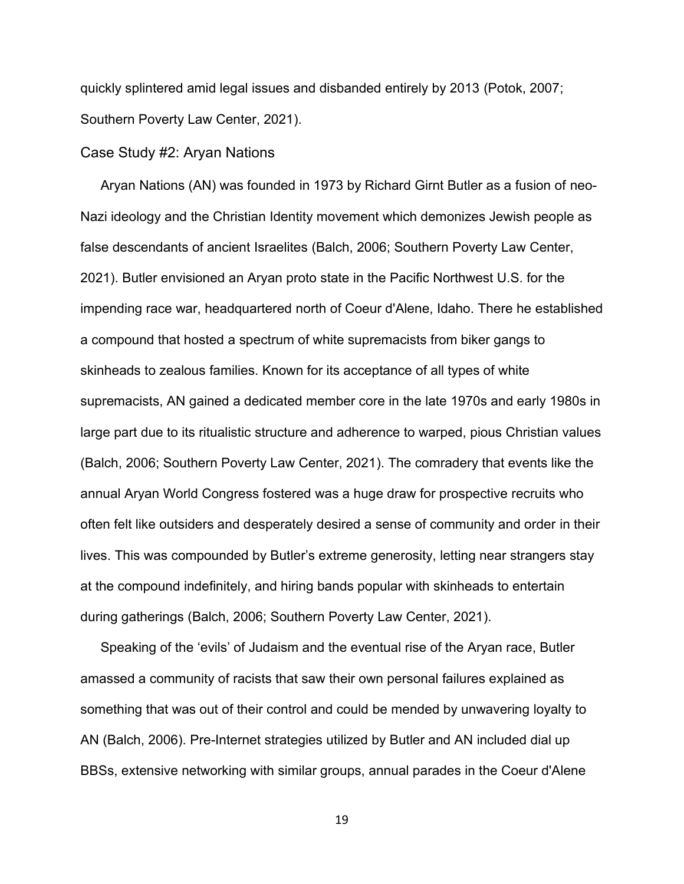quickly splintered amid legal issues and disbanded entirely by 2013 (Potok, 2007; Southern Poverty Law Center, 2021).

## Case Study #2: Aryan Nations

Aryan Nations (AN) was founded in 1973 by Richard Girnt Butler as a fusion of neo-Nazi ideology and the Christian Identity movement which demonizes Jewish people as false descendants of ancient Israelites (Balch, 2006; Southern Poverty Law Center, 2021). Butler envisioned an Aryan proto state in the Pacific Northwest U.S. for the impending race war, headquartered north of Coeur d'Alene, Idaho. There he established a compound that hosted a spectrum of white supremacists from biker gangs to skinheads to zealous families. Known for its acceptance of all types of white supremacists, AN gained a dedicated member core in the late 1970s and early 1980s in large part due to its ritualistic structure and adherence to warped, pious Christian values (Balch, 2006; Southern Poverty Law Center, 2021). The comradery that events like the annual Aryan World Congress fostered was a huge draw for prospective recruits who often felt like outsiders and desperately desired a sense of community and order in their lives. This was compounded by Butler's extreme generosity, letting near strangers stay at the compound indefinitely, and hiring bands popular with skinheads to entertain during gatherings (Balch, 2006; Southern Poverty Law Center, 2021).

Speaking of the 'evils' of Judaism and the eventual rise of the Aryan race, Butler amassed a community of racists that saw their own personal failures explained as something that was out of their control and could be mended by unwavering loyalty to AN (Balch, 2006). Pre-Internet strategies utilized by Butler and AN included dial up BBSs, extensive networking with similar groups, annual parades in the Coeur d'Alene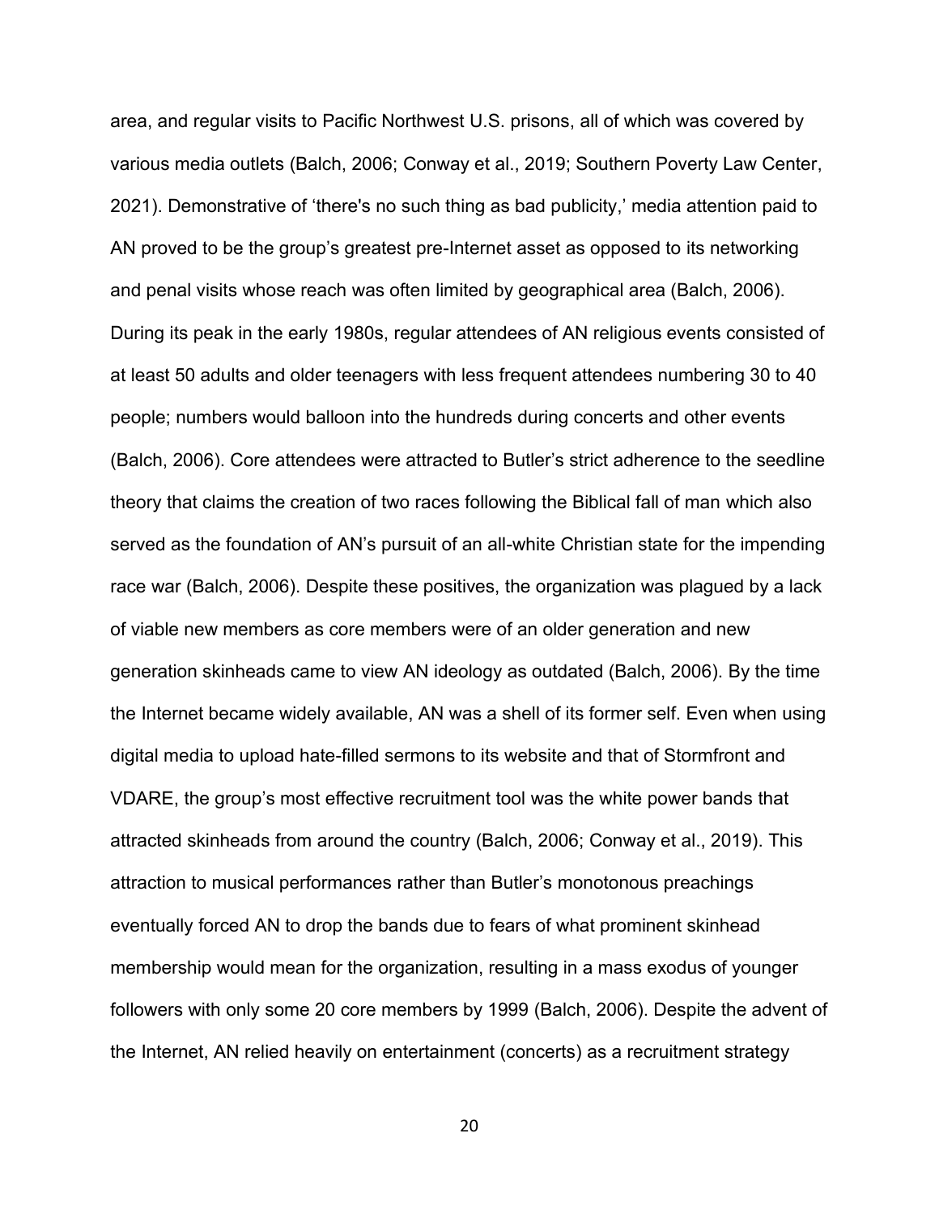area, and regular visits to Pacific Northwest U.S. prisons, all of which was covered by various media outlets (Balch, 2006; Conway et al., 2019; Southern Poverty Law Center, 2021). Demonstrative of 'there's no such thing as bad publicity,' media attention paid to AN proved to be the group's greatest pre-Internet asset as opposed to its networking and penal visits whose reach was often limited by geographical area (Balch, 2006). During its peak in the early 1980s, regular attendees of AN religious events consisted of at least 50 adults and older teenagers with less frequent attendees numbering 30 to 40 people; numbers would balloon into the hundreds during concerts and other events (Balch, 2006). Core attendees were attracted to Butler's strict adherence to the seedline theory that claims the creation of two races following the Biblical fall of man which also served as the foundation of AN's pursuit of an all-white Christian state for the impending race war (Balch, 2006). Despite these positives, the organization was plagued by a lack of viable new members as core members were of an older generation and new generation skinheads came to view AN ideology as outdated (Balch, 2006). By the time the Internet became widely available, AN was a shell of its former self. Even when using digital media to upload hate-filled sermons to its website and that of Stormfront and VDARE, the group's most effective recruitment tool was the white power bands that attracted skinheads from around the country (Balch, 2006; Conway et al., 2019). This attraction to musical performances rather than Butler's monotonous preachings eventually forced AN to drop the bands due to fears of what prominent skinhead membership would mean for the organization, resulting in a mass exodus of younger followers with only some 20 core members by 1999 (Balch, 2006). Despite the advent of the Internet, AN relied heavily on entertainment (concerts) as a recruitment strategy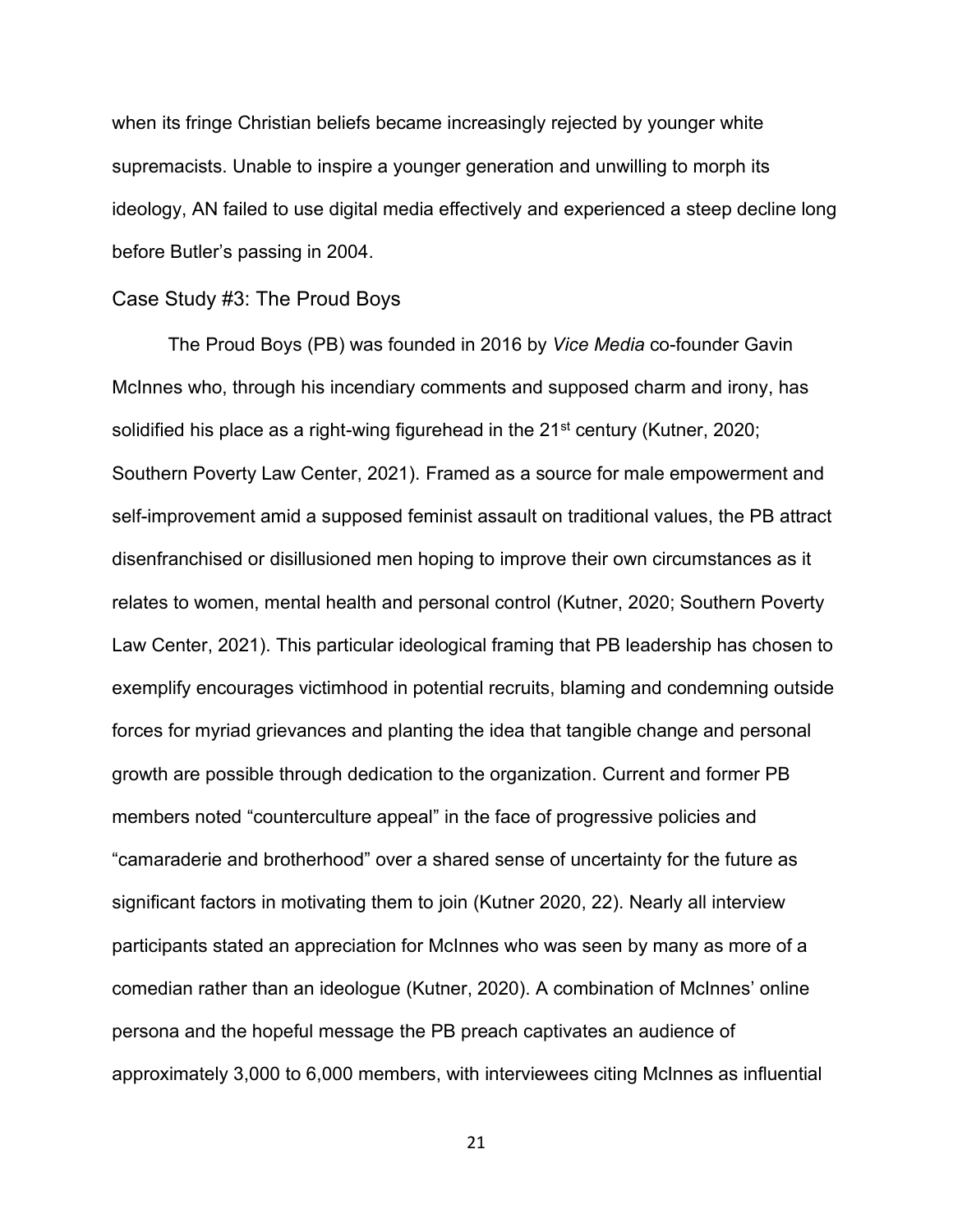when its fringe Christian beliefs became increasingly rejected by younger white supremacists. Unable to inspire a younger generation and unwilling to morph its ideology, AN failed to use digital media effectively and experienced a steep decline long before Butler's passing in 2004.

## Case Study #3: The Proud Boys

The Proud Boys (PB) was founded in 2016 by *Vice Media* co-founder Gavin McInnes who, through his incendiary comments and supposed charm and irony, has solidified his place as a right-wing figurehead in the 21st century (Kutner, 2020; Southern Poverty Law Center, 2021). Framed as a source for male empowerment and self-improvement amid a supposed feminist assault on traditional values, the PB attract disenfranchised or disillusioned men hoping to improve their own circumstances as it relates to women, mental health and personal control (Kutner, 2020; Southern Poverty Law Center, 2021). This particular ideological framing that PB leadership has chosen to exemplify encourages victimhood in potential recruits, blaming and condemning outside forces for myriad grievances and planting the idea that tangible change and personal growth are possible through dedication to the organization. Current and former PB members noted "counterculture appeal" in the face of progressive policies and "camaraderie and brotherhood" over a shared sense of uncertainty for the future as significant factors in motivating them to join (Kutner 2020, 22). Nearly all interview participants stated an appreciation for McInnes who was seen by many as more of a comedian rather than an ideologue (Kutner, 2020). A combination of McInnes' online persona and the hopeful message the PB preach captivates an audience of approximately 3,000 to 6,000 members, with interviewees citing McInnes as influential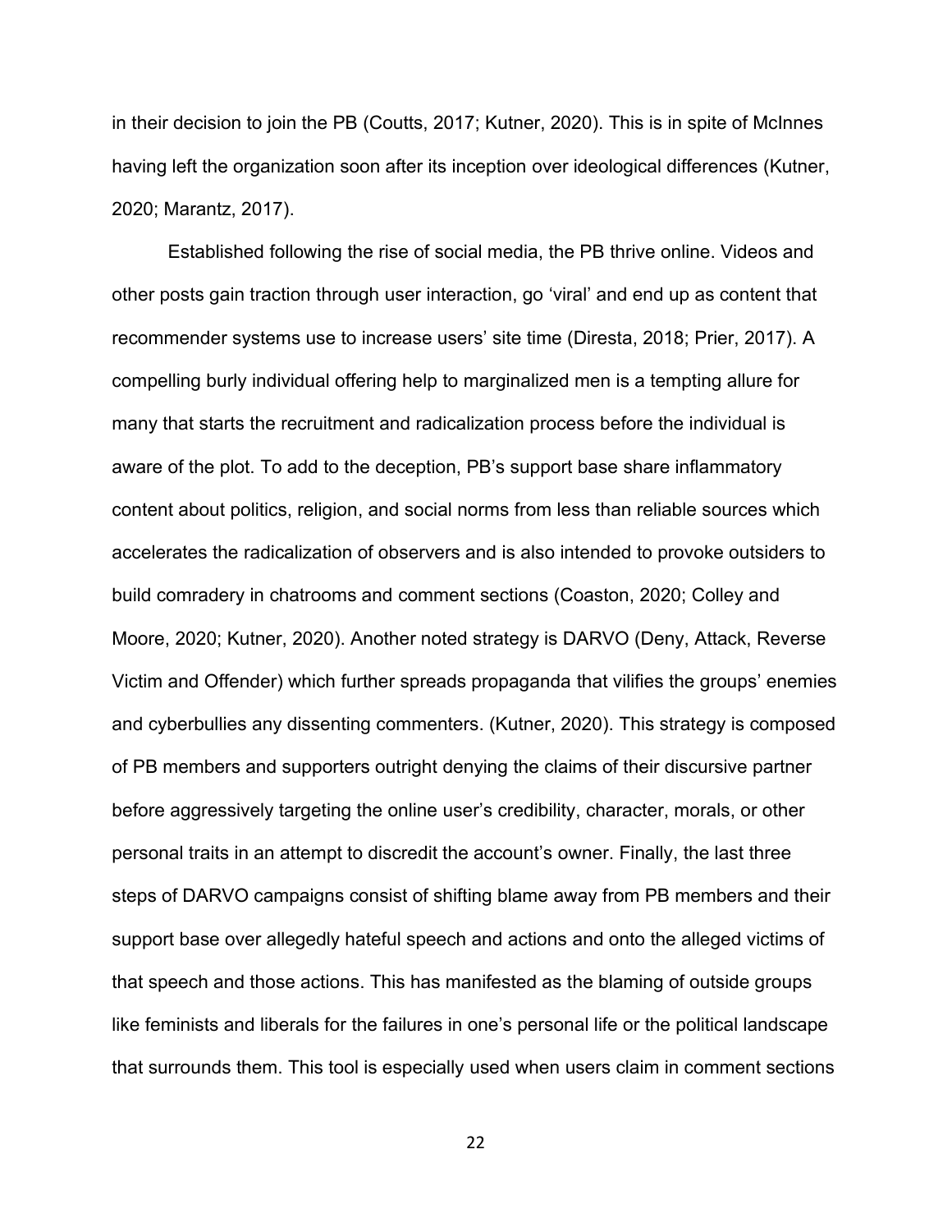in their decision to join the PB (Coutts, 2017; Kutner, 2020). This is in spite of McInnes having left the organization soon after its inception over ideological differences (Kutner, 2020; Marantz, 2017).

Established following the rise of social media, the PB thrive online. Videos and other posts gain traction through user interaction, go 'viral' and end up as content that recommender systems use to increase users' site time (Diresta, 2018; Prier, 2017). A compelling burly individual offering help to marginalized men is a tempting allure for many that starts the recruitment and radicalization process before the individual is aware of the plot. To add to the deception, PB's support base share inflammatory content about politics, religion, and social norms from less than reliable sources which accelerates the radicalization of observers and is also intended to provoke outsiders to build comradery in chatrooms and comment sections (Coaston, 2020; Colley and Moore, 2020; Kutner, 2020). Another noted strategy is DARVO (Deny, Attack, Reverse Victim and Offender) which further spreads propaganda that vilifies the groups' enemies and cyberbullies any dissenting commenters. (Kutner, 2020). This strategy is composed of PB members and supporters outright denying the claims of their discursive partner before aggressively targeting the online user's credibility, character, morals, or other personal traits in an attempt to discredit the account's owner. Finally, the last three steps of DARVO campaigns consist of shifting blame away from PB members and their support base over allegedly hateful speech and actions and onto the alleged victims of that speech and those actions. This has manifested as the blaming of outside groups like feminists and liberals for the failures in one's personal life or the political landscape that surrounds them. This tool is especially used when users claim in comment sections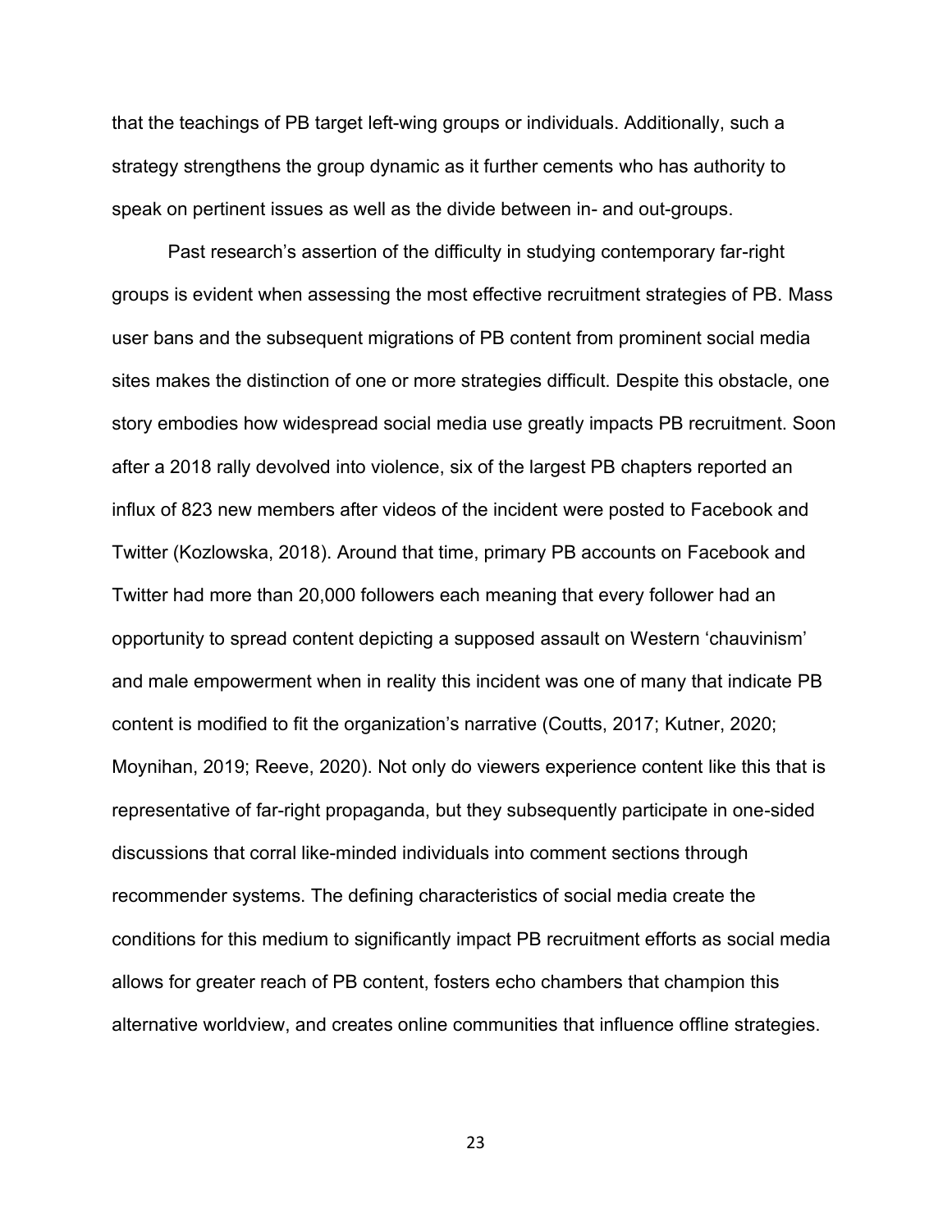that the teachings of PB target left-wing groups or individuals. Additionally, such a strategy strengthens the group dynamic as it further cements who has authority to speak on pertinent issues as well as the divide between in- and out-groups.

Past research's assertion of the difficulty in studying contemporary far-right groups is evident when assessing the most effective recruitment strategies of PB. Mass user bans and the subsequent migrations of PB content from prominent social media sites makes the distinction of one or more strategies difficult. Despite this obstacle, one story embodies how widespread social media use greatly impacts PB recruitment. Soon after a 2018 rally devolved into violence, six of the largest PB chapters reported an influx of 823 new members after videos of the incident were posted to Facebook and Twitter (Kozlowska, 2018). Around that time, primary PB accounts on Facebook and Twitter had more than 20,000 followers each meaning that every follower had an opportunity to spread content depicting a supposed assault on Western 'chauvinism' and male empowerment when in reality this incident was one of many that indicate PB content is modified to fit the organization's narrative (Coutts, 2017; Kutner, 2020; Moynihan, 2019; Reeve, 2020). Not only do viewers experience content like this that is representative of far-right propaganda, but they subsequently participate in one-sided discussions that corral like-minded individuals into comment sections through recommender systems. The defining characteristics of social media create the conditions for this medium to significantly impact PB recruitment efforts as social media allows for greater reach of PB content, fosters echo chambers that champion this alternative worldview, and creates online communities that influence offline strategies.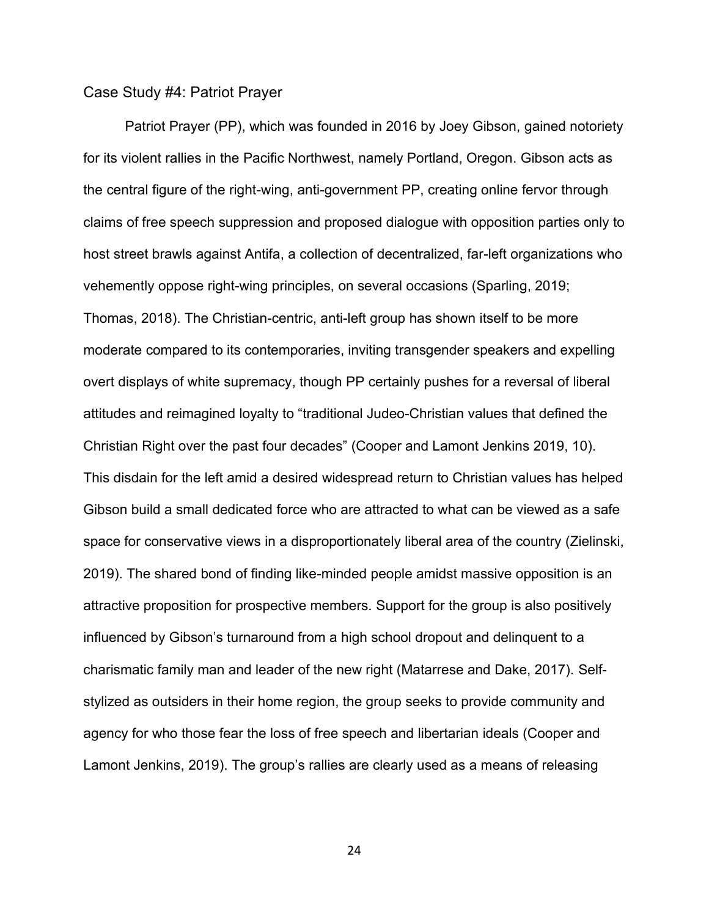## Case Study #4: Patriot Prayer

Patriot Prayer (PP), which was founded in 2016 by Joey Gibson, gained notoriety for its violent rallies in the Pacific Northwest, namely Portland, Oregon. Gibson acts as the central figure of the right-wing, anti-government PP, creating online fervor through claims of free speech suppression and proposed dialogue with opposition parties only to host street brawls against Antifa, a collection of decentralized, far-left organizations who vehemently oppose right-wing principles, on several occasions (Sparling, 2019; Thomas, 2018). The Christian-centric, anti-left group has shown itself to be more moderate compared to its contemporaries, inviting transgender speakers and expelling overt displays of white supremacy, though PP certainly pushes for a reversal of liberal attitudes and reimagined loyalty to "traditional Judeo-Christian values that defined the Christian Right over the past four decades" (Cooper and Lamont Jenkins 2019, 10). This disdain for the left amid a desired widespread return to Christian values has helped Gibson build a small dedicated force who are attracted to what can be viewed as a safe space for conservative views in a disproportionately liberal area of the country (Zielinski, 2019). The shared bond of finding like-minded people amidst massive opposition is an attractive proposition for prospective members. Support for the group is also positively influenced by Gibson's turnaround from a high school dropout and delinquent to a charismatic family man and leader of the new right (Matarrese and Dake, 2017). Self-stylized as outsiders in their home region, the group seeks to provide community and agency for who those fear the loss of free speech and libertarian ideals (Cooper and Lamont Jenkins, 2019). The group's rallies are clearly used as a means of releasing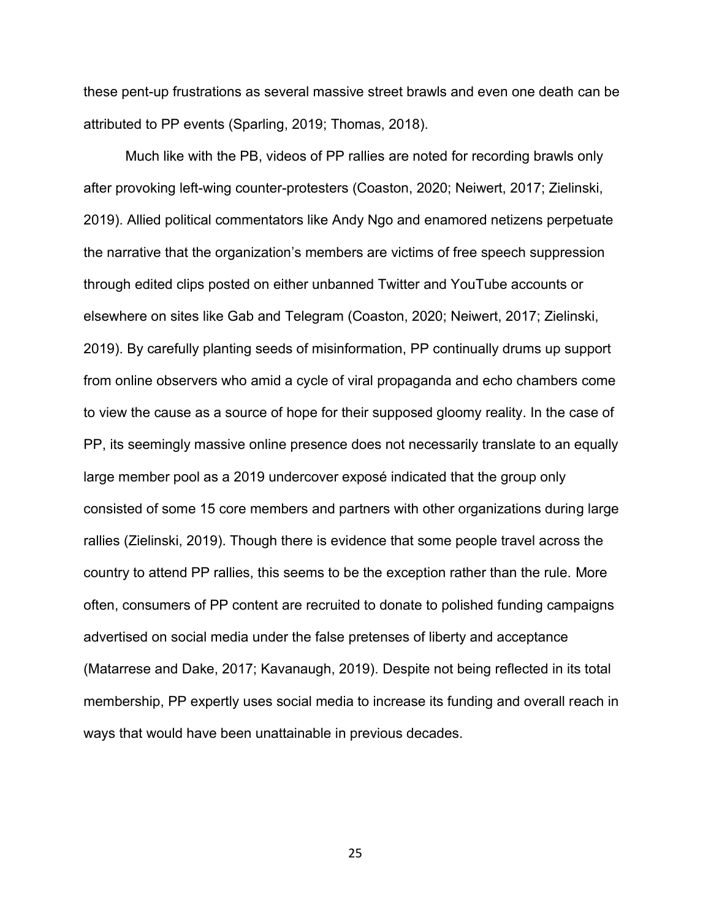these pent-up frustrations as several massive street brawls and even one death can be attributed to PP events (Sparling, 2019; Thomas, 2018).

Much like with the PB, videos of PP rallies are noted for recording brawls only after provoking left-wing counter-protesters (Coaston, 2020; Neiwert, 2017; Zielinski, 2019). Allied political commentators like Andy Ngo and enamored netizens perpetuate the narrative that the organization's members are victims of free speech suppression through edited clips posted on either unbanned Twitter and YouTube accounts or elsewhere on sites like Gab and Telegram (Coaston, 2020; Neiwert, 2017; Zielinski, 2019). By carefully planting seeds of misinformation, PP continually drums up support from online observers who amid a cycle of viral propaganda and echo chambers come to view the cause as a source of hope for their supposed gloomy reality. In the case of PP, its seemingly massive online presence does not necessarily translate to an equally large member pool as a 2019 undercover exposé indicated that the group only consisted of some 15 core members and partners with other organizations during large rallies (Zielinski, 2019). Though there is evidence that some people travel across the country to attend PP rallies, this seems to be the exception rather than the rule. More often, consumers of PP content are recruited to donate to polished funding campaigns advertised on social media under the false pretenses of liberty and acceptance (Matarrese and Dake, 2017; Kavanaugh, 2019). Despite not being reflected in its total membership, PP expertly uses social media to increase its funding and overall reach in ways that would have been unattainable in previous decades.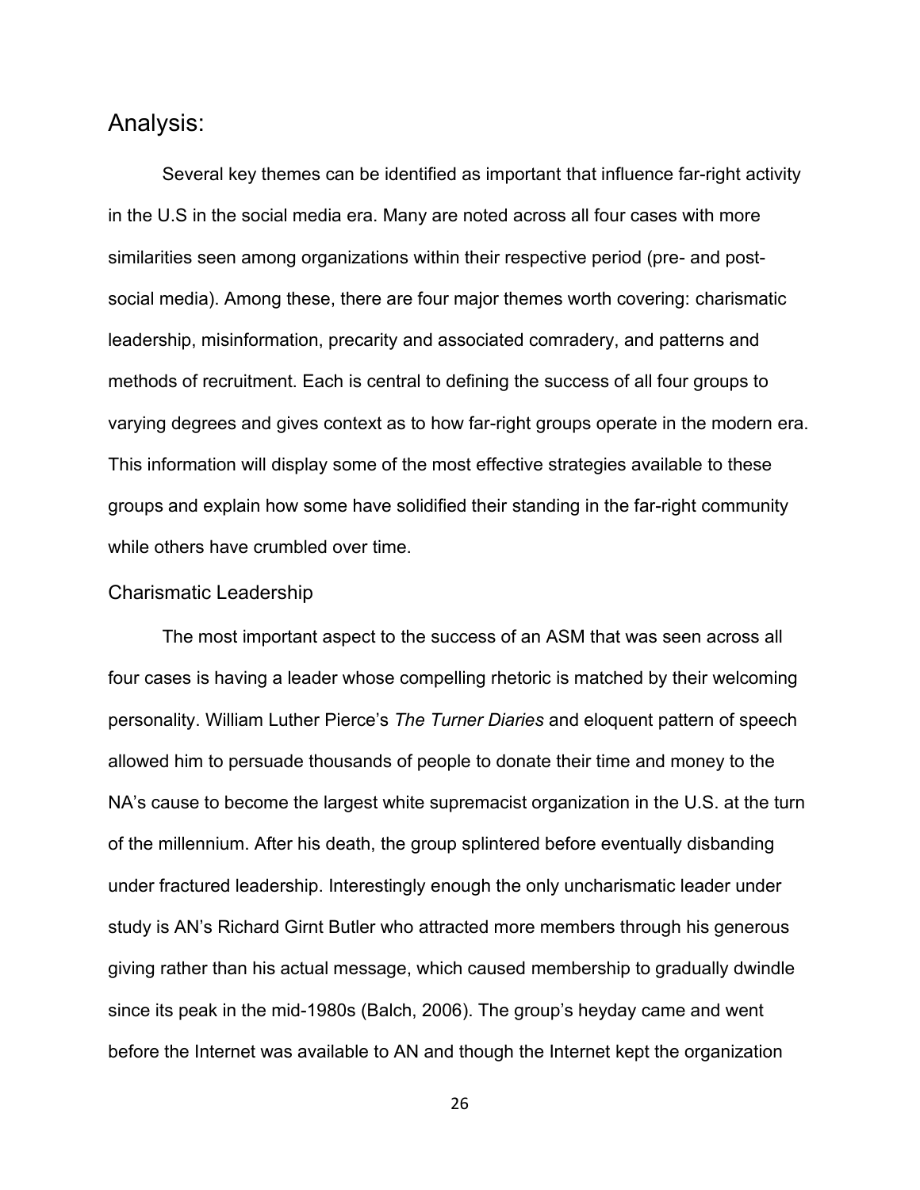## Analysis:

Several key themes can be identified as important that influence far-right activity in the U.S in the social media era. Many are noted across all four cases with more similarities seen among organizations within their respective period (pre- and post-social media). Among these, there are four major themes worth covering: charismatic leadership, misinformation, precarity and associated comradery, and patterns and methods of recruitment. Each is central to defining the success of all four groups to varying degrees and gives context as to how far-right groups operate in the modern era. This information will display some of the most effective strategies available to these groups and explain how some have solidified their standing in the far-right community while others have crumbled over time.

### Charismatic Leadership

The most important aspect to the success of an ASM that was seen across all four cases is having a leader whose compelling rhetoric is matched by their welcoming personality. William Luther Pierce's *The Turner Diaries* and eloquent pattern of speech allowed him to persuade thousands of people to donate their time and money to the NA's cause to become the largest white supremacist organization in the U.S. at the turn of the millennium. After his death, the group splintered before eventually disbanding under fractured leadership. Interestingly enough the only uncharismatic leader under study is AN's Richard Girnt Butler who attracted more members through his generous giving rather than his actual message, which caused membership to gradually dwindle since its peak in the mid-1980s (Balch, 2006). The group's heyday came and went before the Internet was available to AN and though the Internet kept the organization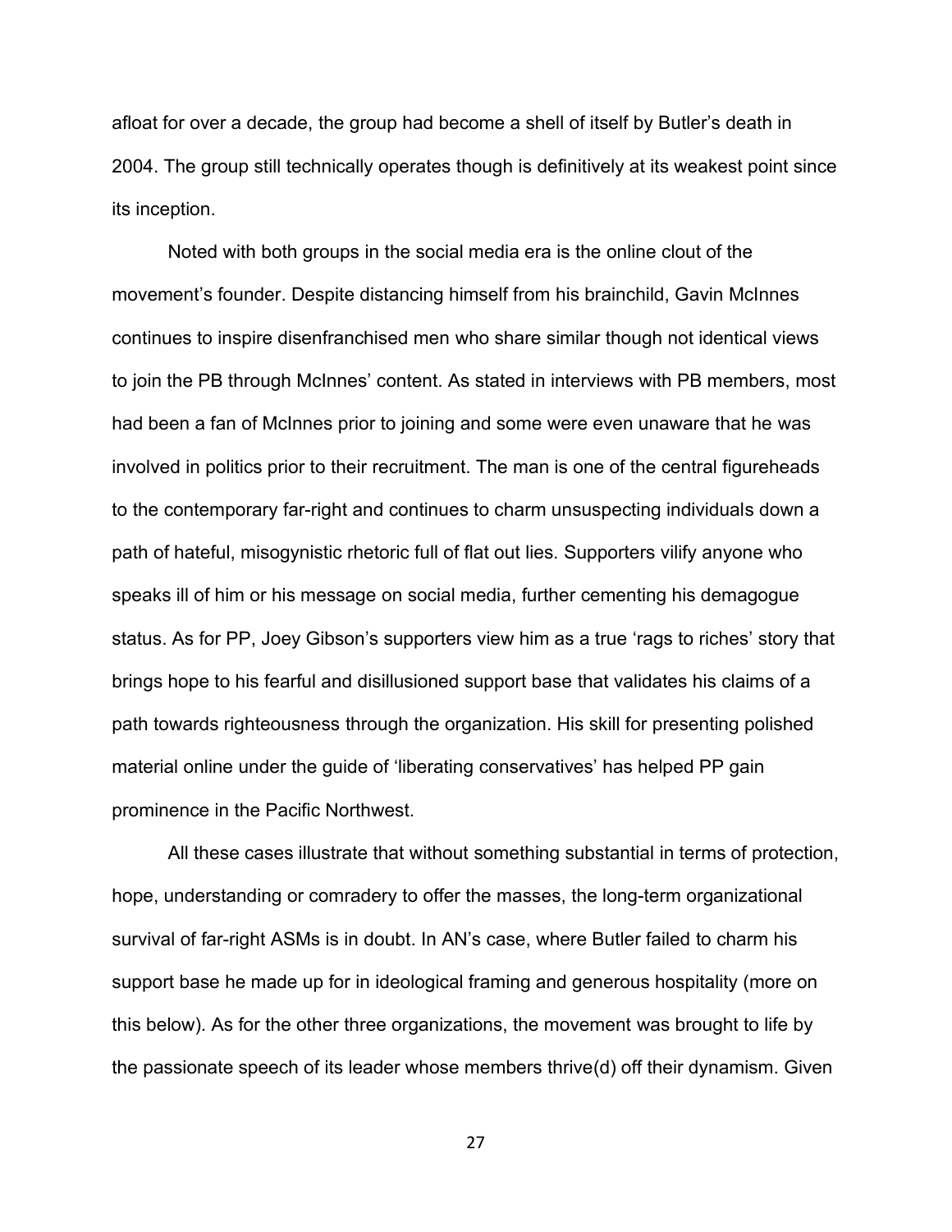afloat for over a decade, the group had become a shell of itself by Butler's death in 2004. The group still technically operates though is definitively at its weakest point since its inception.

Noted with both groups in the social media era is the online clout of the movement's founder. Despite distancing himself from his brainchild, Gavin McInnes continues to inspire disenfranchised men who share similar though not identical views to join the PB through McInnes' content. As stated in interviews with PB members, most had been a fan of McInnes prior to joining and some were even unaware that he was involved in politics prior to their recruitment. The man is one of the central figureheads to the contemporary far-right and continues to charm unsuspecting individuals down a path of hateful, misogynistic rhetoric full of flat out lies. Supporters vilify anyone who speaks ill of him or his message on social media, further cementing his demagogue status. As for PP, Joey Gibson's supporters view him as a true 'rags to riches' story that brings hope to his fearful and disillusioned support base that validates his claims of a path towards righteousness through the organization. His skill for presenting polished material online under the guide of 'liberating conservatives' has helped PP gain prominence in the Pacific Northwest.

All these cases illustrate that without something substantial in terms of protection, hope, understanding or comradery to offer the masses, the long-term organizational survival of far-right ASMs is in doubt. In AN's case, where Butler failed to charm his support base he made up for in ideological framing and generous hospitality (more on this below). As for the other three organizations, the movement was brought to life by the passionate speech of its leader whose members thrive(d) off their dynamism. Given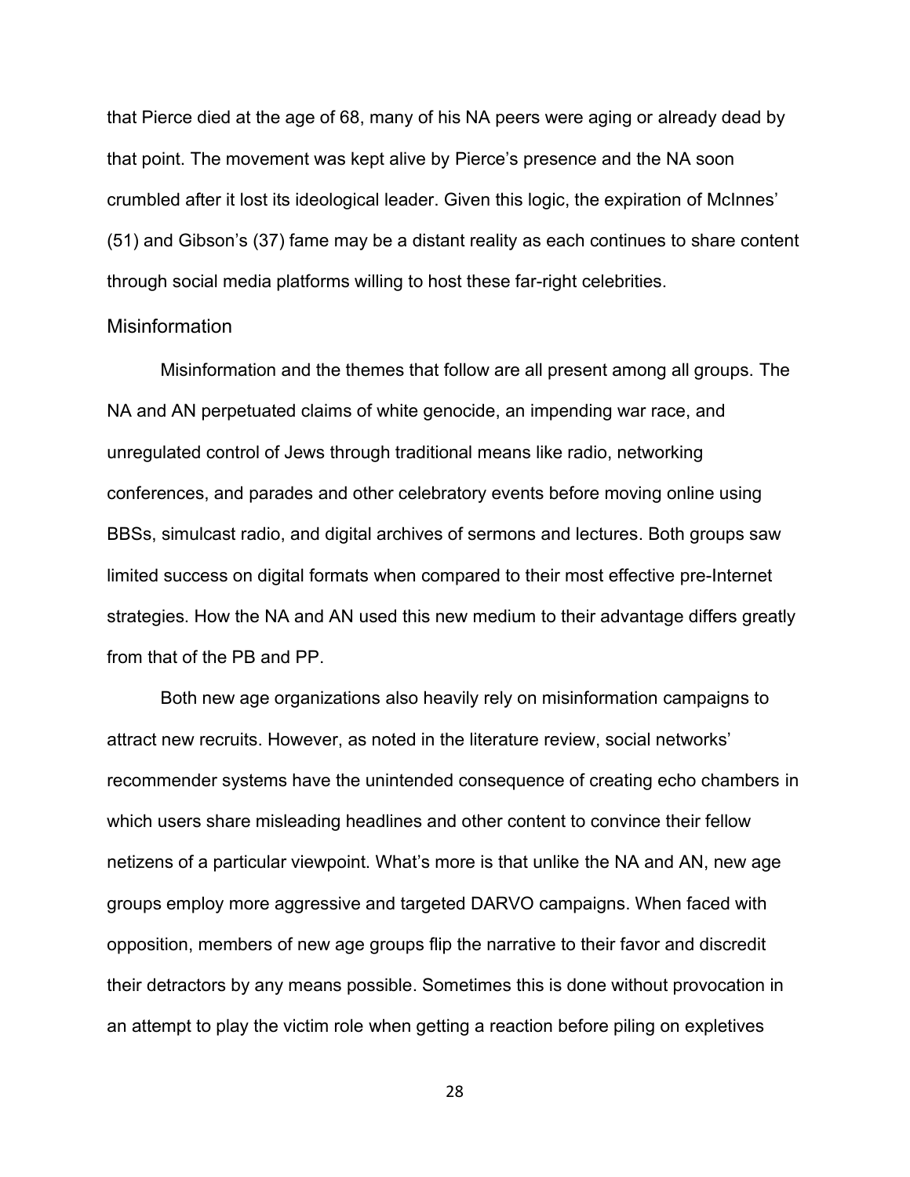that Pierce died at the age of 68, many of his NA peers were aging or already dead by that point. The movement was kept alive by Pierce's presence and the NA soon crumbled after it lost its ideological leader. Given this logic, the expiration of McInnes' (51) and Gibson's (37) fame may be a distant reality as each continues to share content through social media platforms willing to host these far-right celebrities.

### Misinformation

Misinformation and the themes that follow are all present among all groups. The NA and AN perpetuated claims of white genocide, an impending war race, and unregulated control of Jews through traditional means like radio, networking conferences, and parades and other celebratory events before moving online using BBSs, simulcast radio, and digital archives of sermons and lectures. Both groups saw limited success on digital formats when compared to their most effective pre-Internet strategies. How the NA and AN used this new medium to their advantage differs greatly from that of the PB and PP.

Both new age organizations also heavily rely on misinformation campaigns to attract new recruits. However, as noted in the literature review, social networks' recommender systems have the unintended consequence of creating echo chambers in which users share misleading headlines and other content to convince their fellow netizens of a particular viewpoint. What's more is that unlike the NA and AN, new age groups employ more aggressive and targeted DARVO campaigns. When faced with opposition, members of new age groups flip the narrative to their favor and discredit their detractors by any means possible. Sometimes this is done without provocation in an attempt to play the victim role when getting a reaction before piling on expletives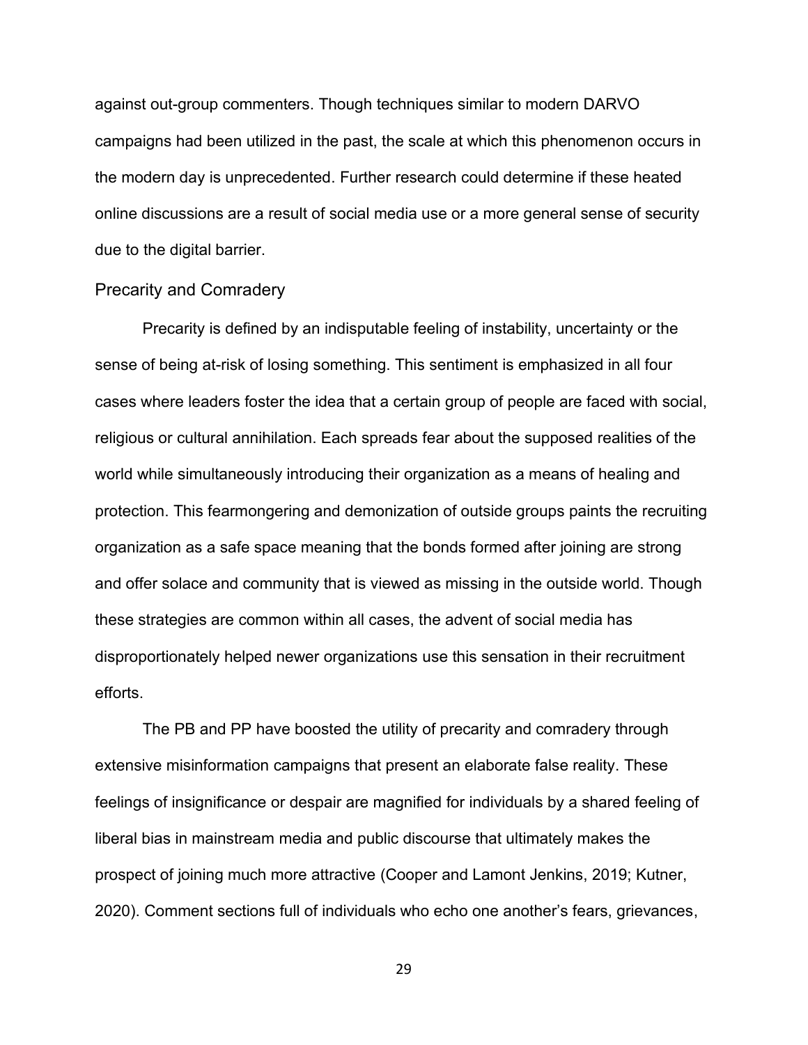against out-group commenters. Though techniques similar to modern DARVO campaigns had been utilized in the past, the scale at which this phenomenon occurs in the modern day is unprecedented. Further research could determine if these heated online discussions are a result of social media use or a more general sense of security due to the digital barrier.

## Precarity and Comradery

Precarity is defined by an indisputable feeling of instability, uncertainty or the sense of being at-risk of losing something. This sentiment is emphasized in all four cases where leaders foster the idea that a certain group of people are faced with social, religious or cultural annihilation. Each spreads fear about the supposed realities of the world while simultaneously introducing their organization as a means of healing and protection. This fearmongering and demonization of outside groups paints the recruiting organization as a safe space meaning that the bonds formed after joining are strong and offer solace and community that is viewed as missing in the outside world. Though these strategies are common within all cases, the advent of social media has disproportionately helped newer organizations use this sensation in their recruitment efforts.

The PB and PP have boosted the utility of precarity and comradery through extensive misinformation campaigns that present an elaborate false reality. These feelings of insignificance or despair are magnified for individuals by a shared feeling of liberal bias in mainstream media and public discourse that ultimately makes the prospect of joining much more attractive (Cooper and Lamont Jenkins, 2019; Kutner, 2020). Comment sections full of individuals who echo one another's fears, grievances,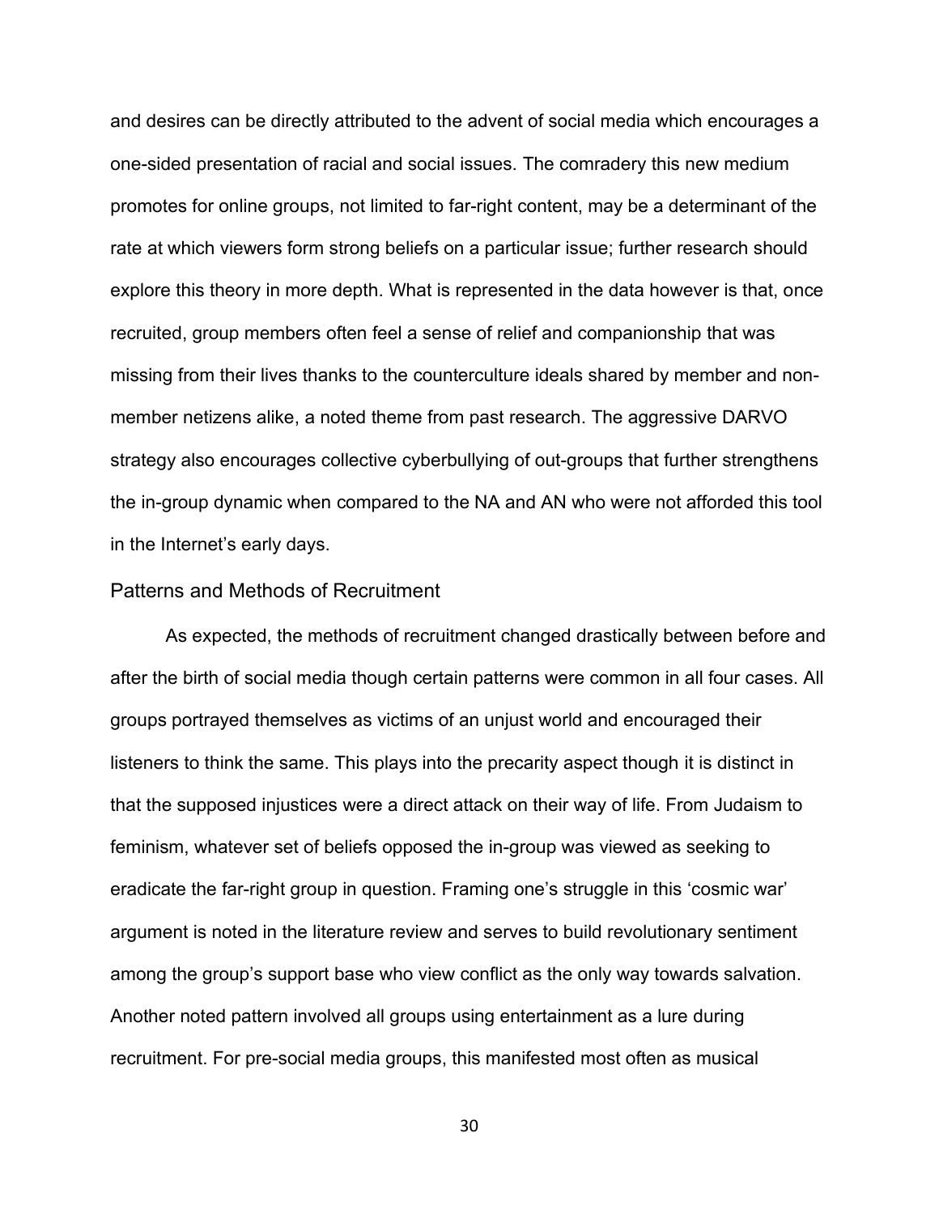and desires can be directly attributed to the advent of social media which encourages a one-sided presentation of racial and social issues. The comradery this new medium promotes for online groups, not limited to far-right content, may be a determinant of the rate at which viewers form strong beliefs on a particular issue; further research should explore this theory in more depth. What is represented in the data however is that, once recruited, group members often feel a sense of relief and companionship that was missing from their lives thanks to the counterculture ideals shared by member and non-member netizens alike, a noted theme from past research. The aggressive DARVO strategy also encourages collective cyberbullying of out-groups that further strengthens the in-group dynamic when compared to the NA and AN who were not afforded this tool in the Internet's early days.

## Patterns and Methods of Recruitment

As expected, the methods of recruitment changed drastically between before and after the birth of social media though certain patterns were common in all four cases. All groups portrayed themselves as victims of an unjust world and encouraged their listeners to think the same. This plays into the precarity aspect though it is distinct in that the supposed injustices were a direct attack on their way of life. From Judaism to feminism, whatever set of beliefs opposed the in-group was viewed as seeking to eradicate the far-right group in question. Framing one's struggle in this 'cosmic war' argument is noted in the literature review and serves to build revolutionary sentiment among the group's support base who view conflict as the only way towards salvation. Another noted pattern involved all groups using entertainment as a lure during recruitment. For pre-social media groups, this manifested most often as musical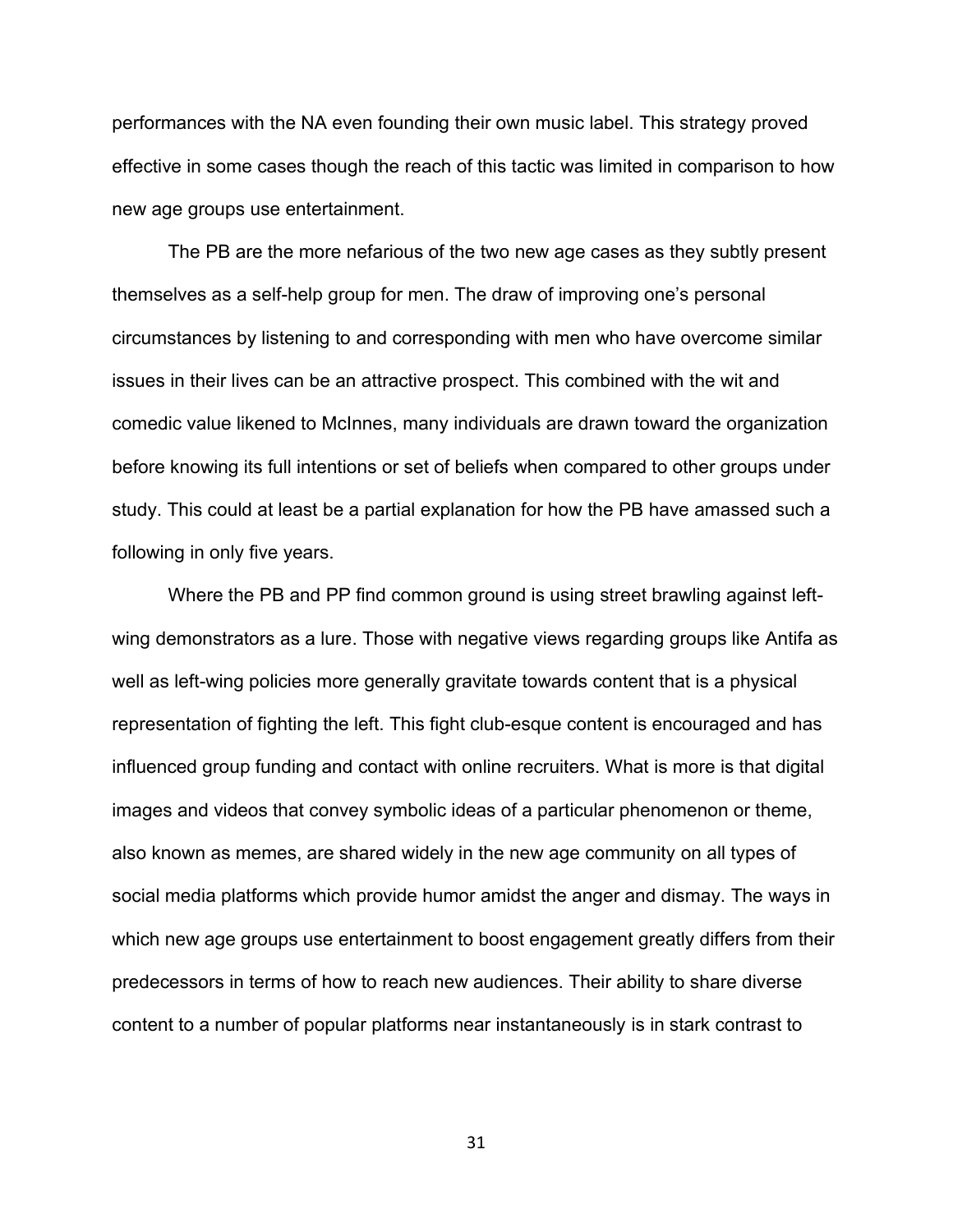performances with the NA even founding their own music label. This strategy proved effective in some cases though the reach of this tactic was limited in comparison to how new age groups use entertainment.

The PB are the more nefarious of the two new age cases as they subtly present themselves as a self-help group for men. The draw of improving one's personal circumstances by listening to and corresponding with men who have overcome similar issues in their lives can be an attractive prospect. This combined with the wit and comedic value likened to McInnes, many individuals are drawn toward the organization before knowing its full intentions or set of beliefs when compared to other groups under study. This could at least be a partial explanation for how the PB have amassed such a following in only five years.

Where the PB and PP find common ground is using street brawling against left-wing demonstrators as a lure. Those with negative views regarding groups like Antifa as well as left-wing policies more generally gravitate towards content that is a physical representation of fighting the left. This fight club-esque content is encouraged and has influenced group funding and contact with online recruiters. What is more is that digital images and videos that convey symbolic ideas of a particular phenomenon or theme, also known as memes, are shared widely in the new age community on all types of social media platforms which provide humor amidst the anger and dismay. The ways in which new age groups use entertainment to boost engagement greatly differs from their predecessors in terms of how to reach new audiences. Their ability to share diverse content to a number of popular platforms near instantaneously is in stark contrast to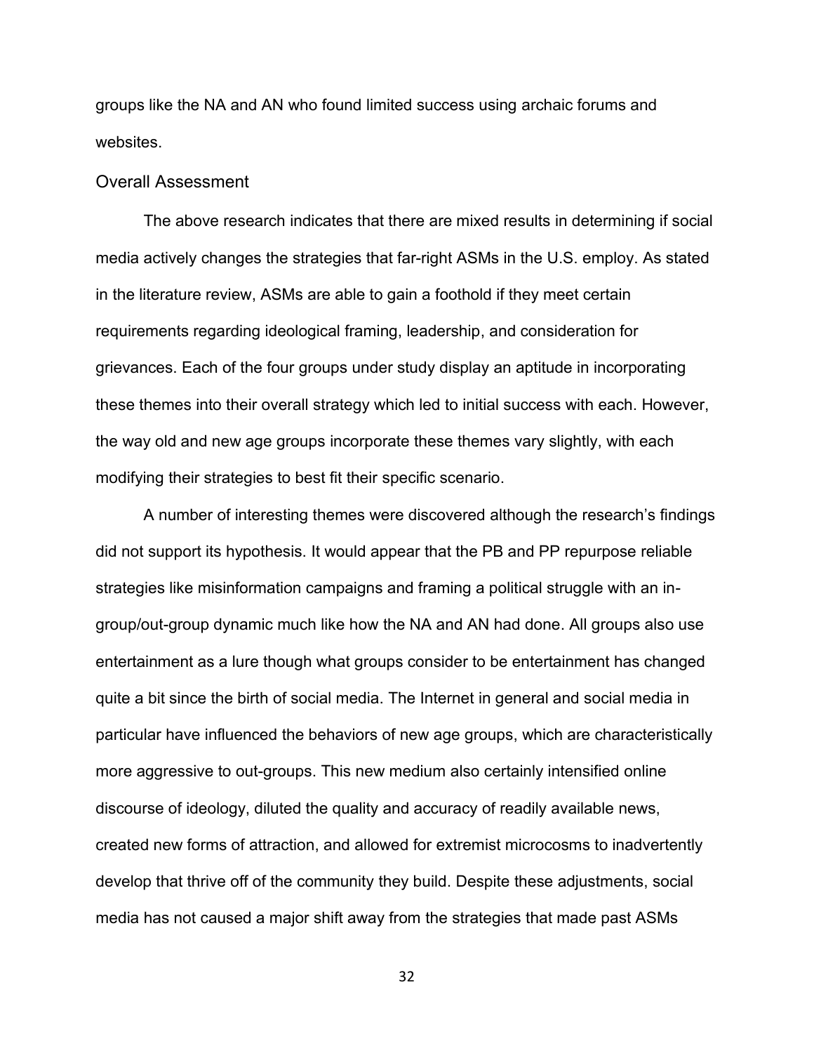groups like the NA and AN who found limited success using archaic forums and websites.

## Overall Assessment

The above research indicates that there are mixed results in determining if social media actively changes the strategies that far-right ASMs in the U.S. employ. As stated in the literature review, ASMs are able to gain a foothold if they meet certain requirements regarding ideological framing, leadership, and consideration for grievances. Each of the four groups under study display an aptitude in incorporating these themes into their overall strategy which led to initial success with each. However, the way old and new age groups incorporate these themes vary slightly, with each modifying their strategies to best fit their specific scenario.

A number of interesting themes were discovered although the research's findings did not support its hypothesis. It would appear that the PB and PP repurpose reliable strategies like misinformation campaigns and framing a political struggle with an in-group/out-group dynamic much like how the NA and AN had done. All groups also use entertainment as a lure though what groups consider to be entertainment has changed quite a bit since the birth of social media. The Internet in general and social media in particular have influenced the behaviors of new age groups, which are characteristically more aggressive to out-groups. This new medium also certainly intensified online discourse of ideology, diluted the quality and accuracy of readily available news, created new forms of attraction, and allowed for extremist microcosms to inadvertently develop that thrive off of the community they build. Despite these adjustments, social media has not caused a major shift away from the strategies that made past ASMs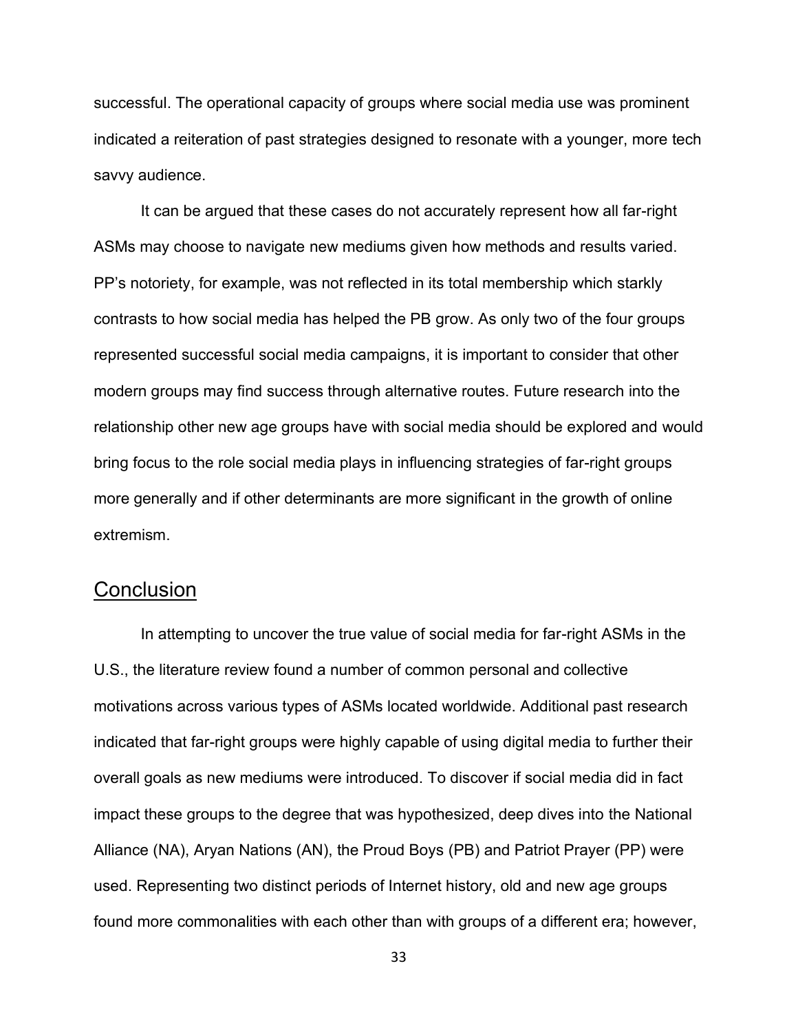successful. The operational capacity of groups where social media use was prominent indicated a reiteration of past strategies designed to resonate with a younger, more tech savvy audience.

It can be argued that these cases do not accurately represent how all far-right ASMs may choose to navigate new mediums given how methods and results varied. PP's notoriety, for example, was not reflected in its total membership which starkly contrasts to how social media has helped the PB grow. As only two of the four groups represented successful social media campaigns, it is important to consider that other modern groups may find success through alternative routes. Future research into the relationship other new age groups have with social media should be explored and would bring focus to the role social media plays in influencing strategies of far-right groups more generally and if other determinants are more significant in the growth of online extremism.

## Conclusion

In attempting to uncover the true value of social media for far-right ASMs in the U.S., the literature review found a number of common personal and collective motivations across various types of ASMs located worldwide. Additional past research indicated that far-right groups were highly capable of using digital media to further their overall goals as new mediums were introduced. To discover if social media did in fact impact these groups to the degree that was hypothesized, deep dives into the National Alliance (NA), Aryan Nations (AN), the Proud Boys (PB) and Patriot Prayer (PP) were used. Representing two distinct periods of Internet history, old and new age groups found more commonalities with each other than with groups of a different era; however,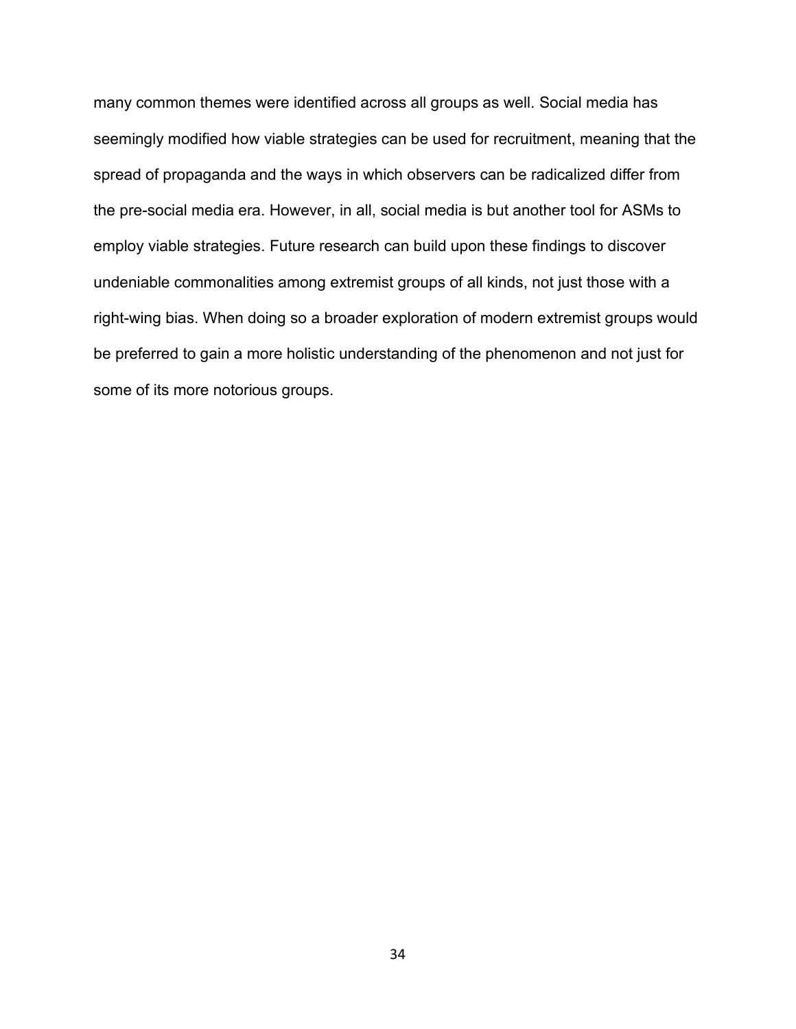many common themes were identified across all groups as well. Social media has seemingly modified how viable strategies can be used for recruitment, meaning that the spread of propaganda and the ways in which observers can be radicalized differ from the pre-social media era. However, in all, social media is but another tool for ASMs to employ viable strategies. Future research can build upon these findings to discover undeniable commonalities among extremist groups of all kinds, not just those with a right-wing bias. When doing so a broader exploration of modern extremist groups would be preferred to gain a more holistic understanding of the phenomenon and not just for some of its more notorious groups.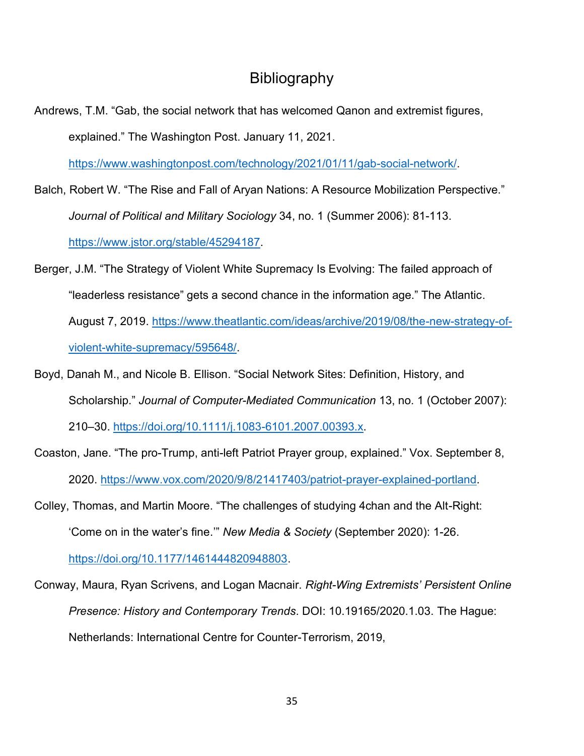# Bibliography

Andrews, T.M. “Gab, the social network that has welcomed Qanon and extremist figures, explained.” The Washington Post. January 11, 2021. https://www.washingtonpost.com/technology/2021/01/11/gab-social-network/.

Balch, Robert W. “The Rise and Fall of Aryan Nations: A Resource Mobilization Perspective.” *Journal of Political and Military Sociology* 34, no. 1 (Summer 2006): 81-113. https://www.jstor.org/stable/45294187.

Berger, J.M. “The Strategy of Violent White Supremacy Is Evolving: The failed approach of “leaderless resistance” gets a second chance in the information age.” The Atlantic. August 7, 2019. https://www.theatlantic.com/ideas/archive/2019/08/the-new-strategy-of-violent-white-supremacy/595648/.

Boyd, Danah M., and Nicole B. Ellison. “Social Network Sites: Definition, History, and Scholarship.” *Journal of Computer-Mediated Communication* 13, no. 1 (October 2007): 210–30. https://doi.org/10.1111/j.1083-6101.2007.00393.x.

Coaston, Jane. “The pro-Trump, anti-left Patriot Prayer group, explained.” Vox. September 8, 2020. https://www.vox.com/2020/9/8/21417403/patriot-prayer-explained-portland.

Colley, Thomas, and Martin Moore. “The challenges of studying 4chan and the Alt-Right: ‘Come on in the water’s fine.’” *New Media & Society* (September 2020): 1-26. https://doi.org/10.1177/1461444820948803.

Conway, Maura, Ryan Scrivens, and Logan Macnair. *Right-Wing Extremists’ Persistent Online Presence: History and Contemporary Trends*. DOI: 10.19165/2020.1.03. The Hague: Netherlands: International Centre for Counter-Terrorism, 2019,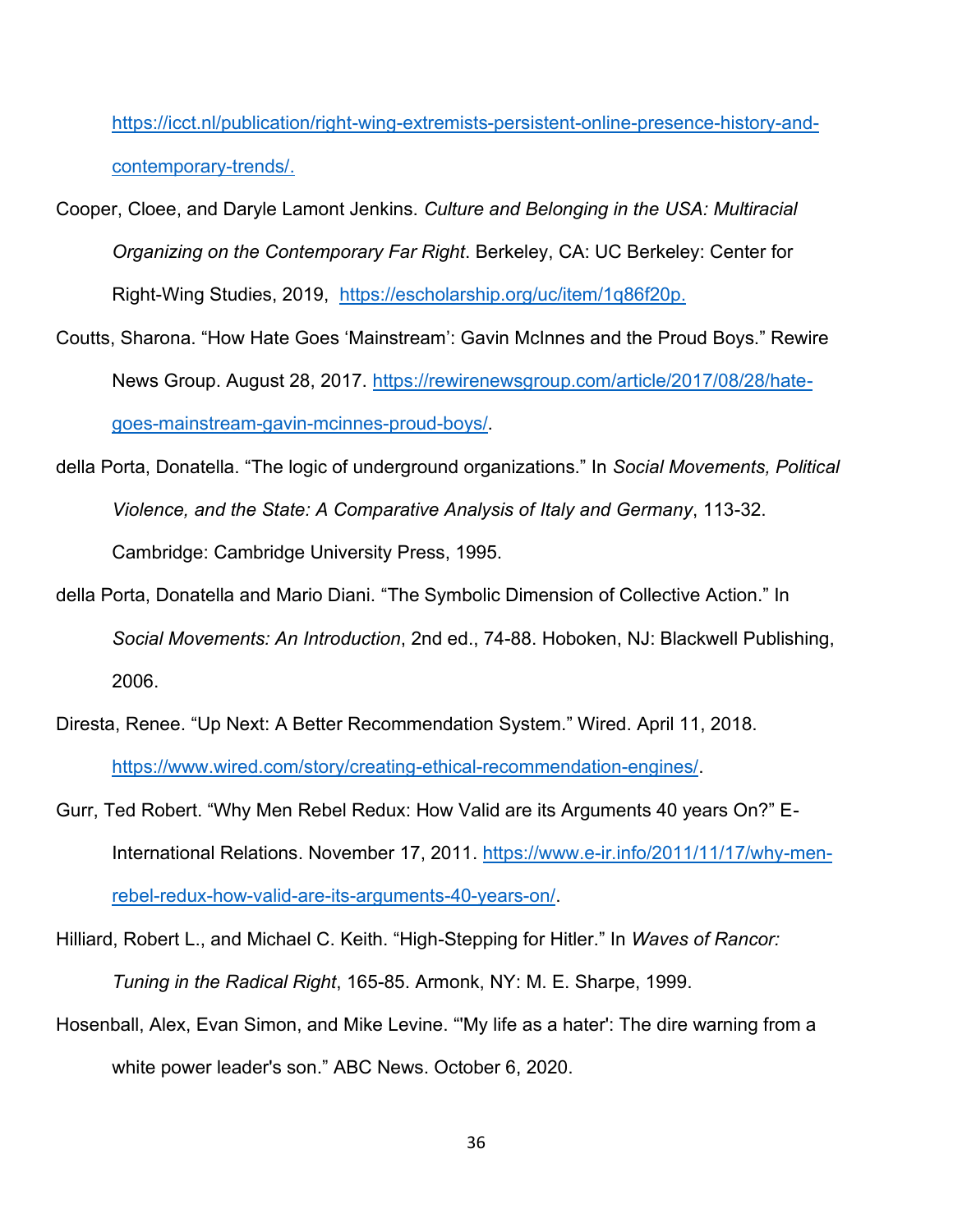https://icct.nl/publication/right-wing-extremists-persistent-online-presence-history-and-contemporary-trends/.

Cooper, Cloee, and Daryle Lamont Jenkins. *Culture and Belonging in the USA: Multiracial Organizing on the Contemporary Far Right*. Berkeley, CA: UC Berkeley: Center for Right-Wing Studies, 2019, https://escholarship.org/uc/item/1q86f20p.

Coutts, Sharona. "How Hate Goes 'Mainstream': Gavin McInnes and the Proud Boys." Rewire News Group. August 28, 2017. https://rewirenewsgroup.com/article/2017/08/28/hate-goes-mainstream-gavin-mcinnes-proud-boys/.

della Porta, Donatella. "The logic of underground organizations." In *Social Movements, Political Violence, and the State: A Comparative Analysis of Italy and Germany*, 113-32. Cambridge: Cambridge University Press, 1995.

della Porta, Donatella and Mario Diani. "The Symbolic Dimension of Collective Action." In *Social Movements: An Introduction*, 2nd ed., 74-88. Hoboken, NJ: Blackwell Publishing, 2006.

Diresta, Renee. "Up Next: A Better Recommendation System." Wired. April 11, 2018. https://www.wired.com/story/creating-ethical-recommendation-engines/.

Gurr, Ted Robert. "Why Men Rebel Redux: How Valid are its Arguments 40 years On?" E-International Relations. November 17, 2011. https://www.e-ir.info/2011/11/17/why-men-rebel-redux-how-valid-are-its-arguments-40-years-on/.

Hilliard, Robert L., and Michael C. Keith. "High-Stepping for Hitler." In *Waves of Rancor: Tuning in the Radical Right*, 165-85. Armonk, NY: M. E. Sharpe, 1999.

Hosenball, Alex, Evan Simon, and Mike Levine. "'My life as a hater': The dire warning from a white power leader's son." ABC News. October 6, 2020.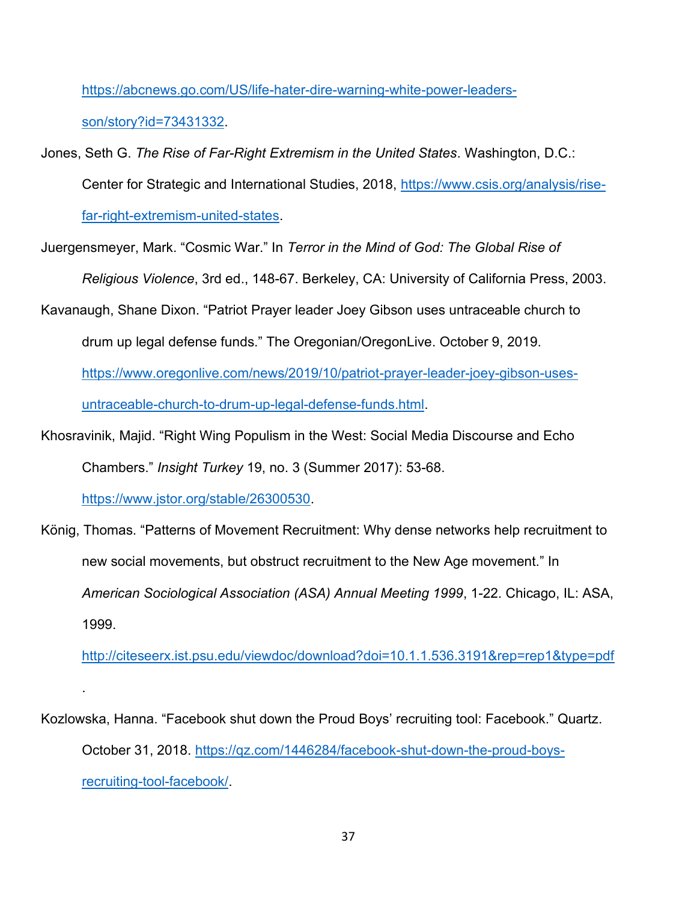https://abcnews.go.com/US/life-hater-dire-warning-white-power-leaders-son/story?id=73431332.

Jones, Seth G. *The Rise of Far-Right Extremism in the United States*. Washington, D.C.: Center for Strategic and International Studies, 2018, https://www.csis.org/analysis/rise-far-right-extremism-united-states.

Juergensmeyer, Mark. "Cosmic War." In *Terror in the Mind of God: The Global Rise of Religious Violence*, 3rd ed., 148-67. Berkeley, CA: University of California Press, 2003.

Kavanaugh, Shane Dixon. "Patriot Prayer leader Joey Gibson uses untraceable church to drum up legal defense funds." The Oregonian/OregonLive. October 9, 2019. https://www.oregonlive.com/news/2019/10/patriot-prayer-leader-joey-gibson-uses-untraceable-church-to-drum-up-legal-defense-funds.html.

Khosravinik, Majid. "Right Wing Populism in the West: Social Media Discourse and Echo Chambers." *Insight Turkey* 19, no. 3 (Summer 2017): 53-68. https://www.jstor.org/stable/26300530.

König, Thomas. "Patterns of Movement Recruitment: Why dense networks help recruitment to new social movements, but obstruct recruitment to the New Age movement." In *American Sociological Association (ASA) Annual Meeting 1999*, 1-22. Chicago, IL: ASA, 1999. http://citeseerx.ist.psu.edu/viewdoc/download?doi=10.1.1.536.3191&rep=rep1&type=pdf.

Kozlowska, Hanna. "Facebook shut down the Proud Boys' recruiting tool: Facebook." Quartz. October 31, 2018. https://qz.com/1446284/facebook-shut-down-the-proud-boys-recruiting-tool-facebook/.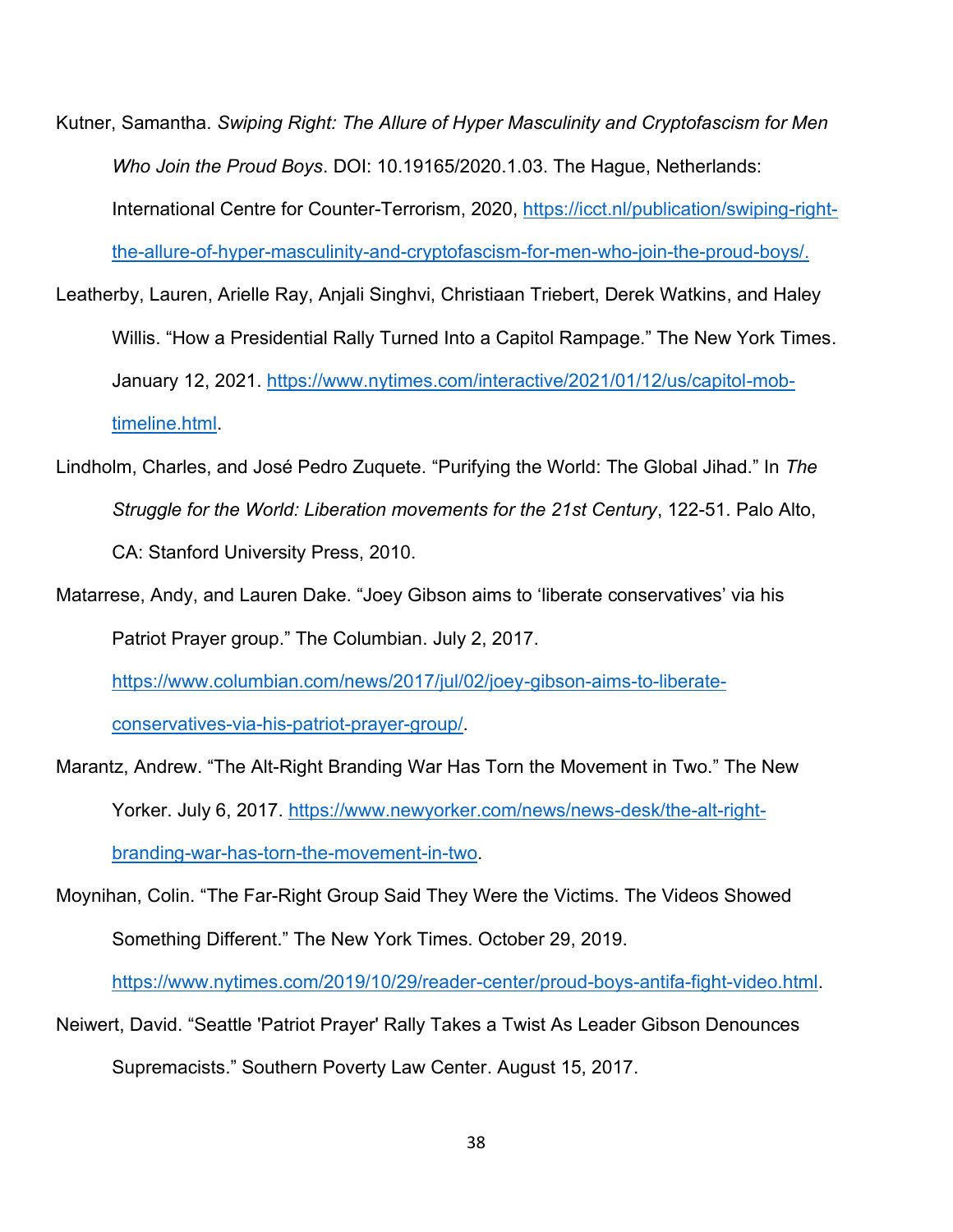Kutner, Samantha. *Swiping Right: The Allure of Hyper Masculinity and Cryptofascism for Men Who Join the Proud Boys*. DOI: 10.19165/2020.1.03. The Hague, Netherlands: International Centre for Counter-Terrorism, 2020, https://icct.nl/publication/swiping-right-the-allure-of-hyper-masculinity-and-cryptofascism-for-men-who-join-the-proud-boys/.

Leatherby, Lauren, Arielle Ray, Anjali Singhvi, Christiaan Triebert, Derek Watkins, and Haley Willis. "How a Presidential Rally Turned Into a Capitol Rampage." The New York Times. January 12, 2021. https://www.nytimes.com/interactive/2021/01/12/us/capitol-mob-timeline.html.

Lindholm, Charles, and José Pedro Zuquete. "Purifying the World: The Global Jihad." In *The Struggle for the World: Liberation movements for the 21st Century*, 122-51. Palo Alto, CA: Stanford University Press, 2010.

Matarrese, Andy, and Lauren Dake. "Joey Gibson aims to 'liberate conservatives' via his Patriot Prayer group." The Columbian. July 2, 2017. https://www.columbian.com/news/2017/jul/02/joey-gibson-aims-to-liberate-conservatives-via-his-patriot-prayer-group/.

Marantz, Andrew. "The Alt-Right Branding War Has Torn the Movement in Two." The New Yorker. July 6, 2017. https://www.newyorker.com/news/news-desk/the-alt-right-branding-war-has-torn-the-movement-in-two.

Moynihan, Colin. "The Far-Right Group Said They Were the Victims. The Videos Showed Something Different." The New York Times. October 29, 2019. https://www.nytimes.com/2019/10/29/reader-center/proud-boys-antifa-fight-video.html.

Neiwert, David. "Seattle 'Patriot Prayer' Rally Takes a Twist As Leader Gibson Denounces Supremacists." Southern Poverty Law Center. August 15, 2017.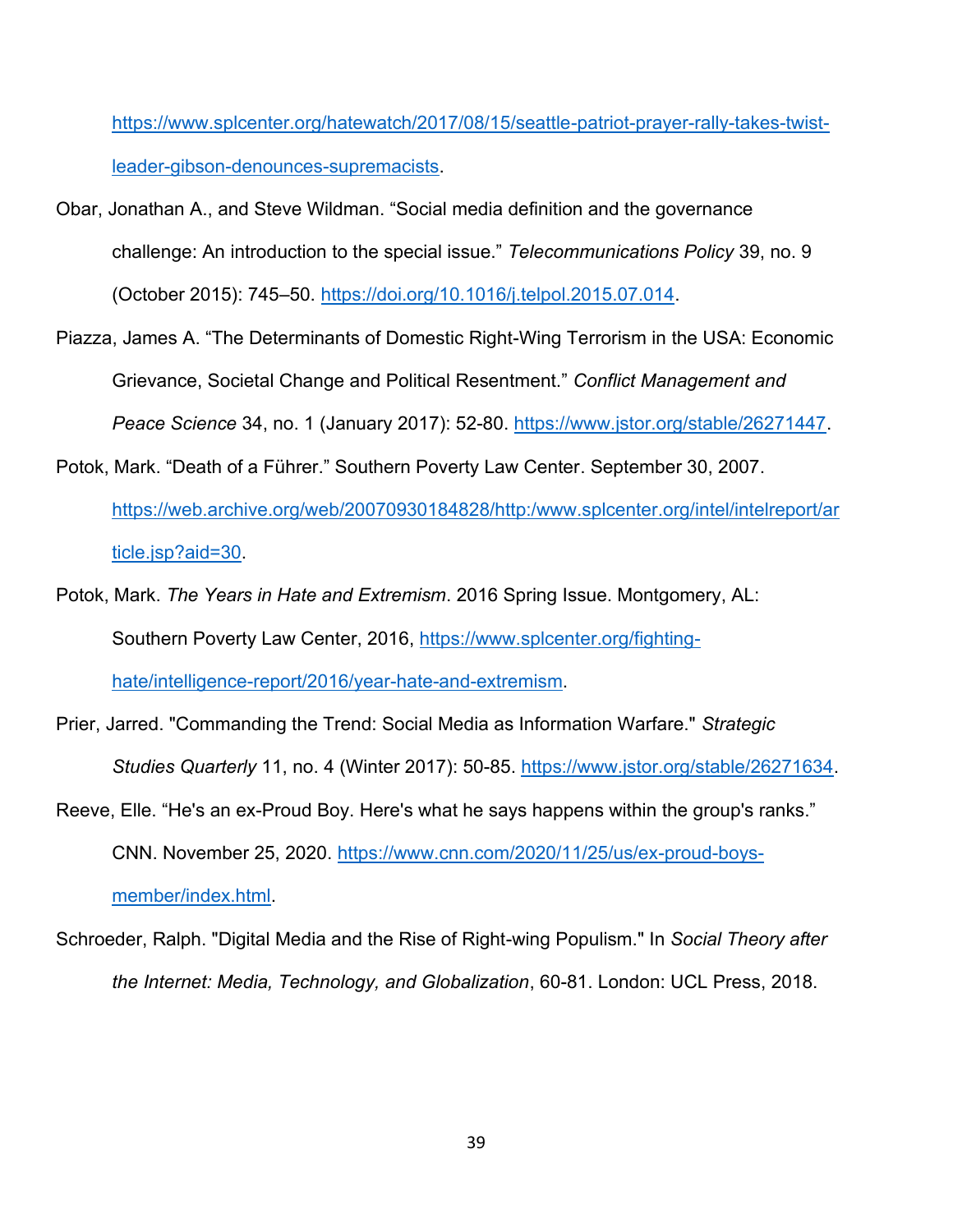https://www.splcenter.org/hatewatch/2017/08/15/seattle-patriot-prayer-rally-takes-twist-leader-gibson-denounces-supremacists.

Obar, Jonathan A., and Steve Wildman. “Social media definition and the governance challenge: An introduction to the special issue.” *Telecommunications Policy* 39, no. 9 (October 2015): 745–50. https://doi.org/10.1016/j.telpol.2015.07.014.

Piazza, James A. “The Determinants of Domestic Right-Wing Terrorism in the USA: Economic Grievance, Societal Change and Political Resentment.” *Conflict Management and Peace Science* 34, no. 1 (January 2017): 52-80. https://www.jstor.org/stable/26271447.

Potok, Mark. “Death of a Führer.” Southern Poverty Law Center. September 30, 2007. https://web.archive.org/web/20070930184828/http:/www.splcenter.org/intel/intelreport/article.jsp?aid=30.

Potok, Mark. *The Years in Hate and Extremism*. 2016 Spring Issue. Montgomery, AL: Southern Poverty Law Center, 2016, https://www.splcenter.org/fighting-hate/intelligence-report/2016/year-hate-and-extremism.

Prier, Jarred. "Commanding the Trend: Social Media as Information Warfare." *Strategic Studies Quarterly* 11, no. 4 (Winter 2017): 50-85. https://www.jstor.org/stable/26271634.

Reeve, Elle. “He's an ex-Proud Boy. Here's what he says happens within the group's ranks.” CNN. November 25, 2020. https://www.cnn.com/2020/11/25/us/ex-proud-boys-member/index.html.

Schroeder, Ralph. "Digital Media and the Rise of Right-wing Populism." In *Social Theory after the Internet: Media, Technology, and Globalization*, 60-81. London: UCL Press, 2018.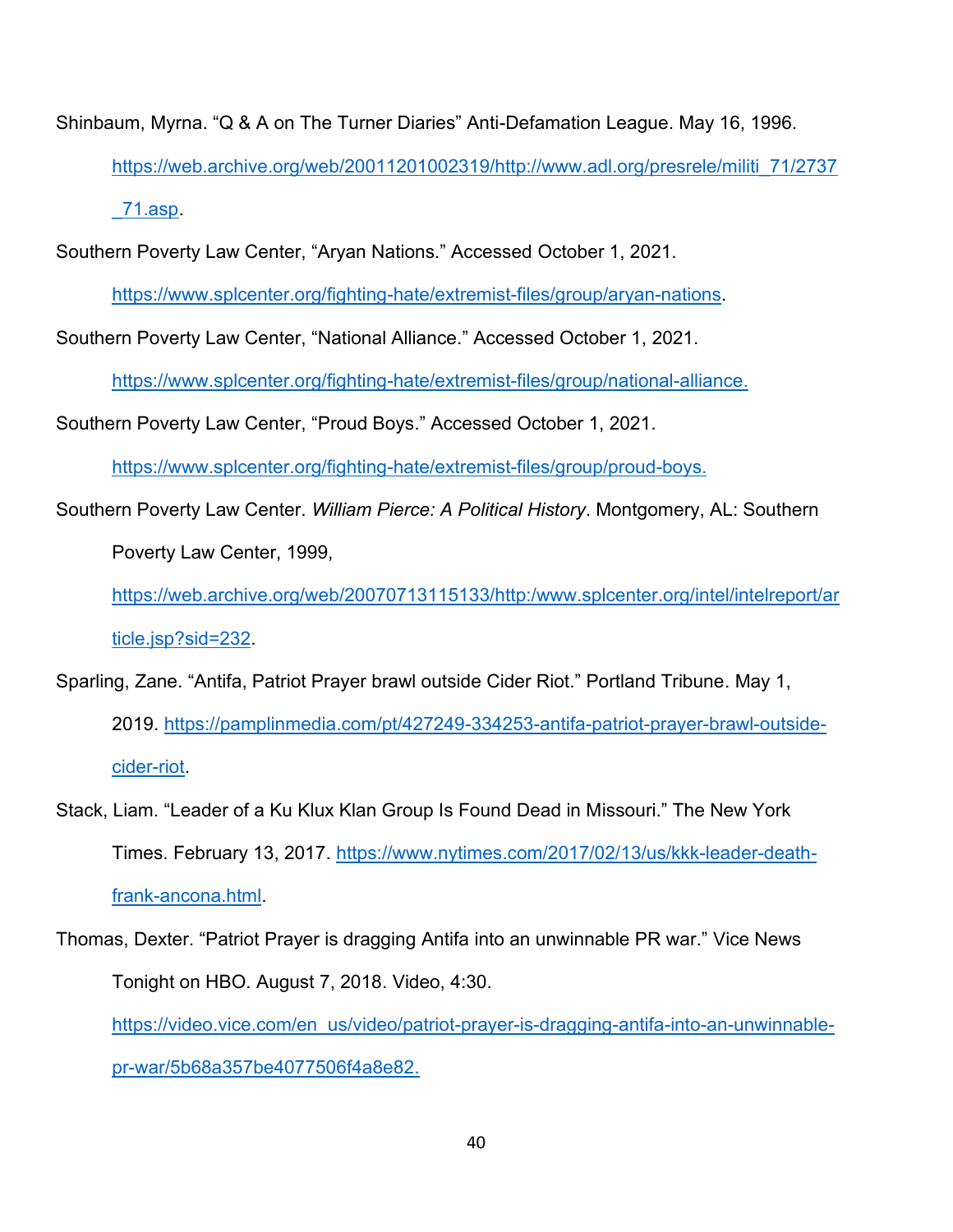Shinbaum, Myrna. “Q & A on The Turner Diaries” Anti-Defamation League. May 16, 1996. https://web.archive.org/web/20011201002319/http://www.adl.org/presrele/militi_71/2737_71.asp.

Southern Poverty Law Center, “Aryan Nations.” Accessed October 1, 2021. https://www.splcenter.org/fighting-hate/extremist-files/group/aryan-nations.

Southern Poverty Law Center, “National Alliance.” Accessed October 1, 2021. https://www.splcenter.org/fighting-hate/extremist-files/group/national-alliance.

Southern Poverty Law Center, “Proud Boys.” Accessed October 1, 2021. https://www.splcenter.org/fighting-hate/extremist-files/group/proud-boys.

Southern Poverty Law Center. *William Pierce: A Political History*. Montgomery, AL: Southern Poverty Law Center, 1999, https://web.archive.org/web/20070713115133/http:/www.splcenter.org/intel/intelreport/article.jsp?sid=232.

Sparling, Zane. “Antifa, Patriot Prayer brawl outside Cider Riot.” Portland Tribune. May 1, 2019. https://pamplinmedia.com/pt/427249-334253-antifa-patriot-prayer-brawl-outside-cider-riot.

Stack, Liam. “Leader of a Ku Klux Klan Group Is Found Dead in Missouri.” The New York Times. February 13, 2017. https://www.nytimes.com/2017/02/13/us/kkk-leader-death-frank-ancona.html.

Thomas, Dexter. “Patriot Prayer is dragging Antifa into an unwinnable PR war.” Vice News Tonight on HBO. August 7, 2018. Video, 4:30. https://video.vice.com/en_us/video/patriot-prayer-is-dragging-antifa-into-an-unwinnable-pr-war/5b68a357be4077506f4a8e82.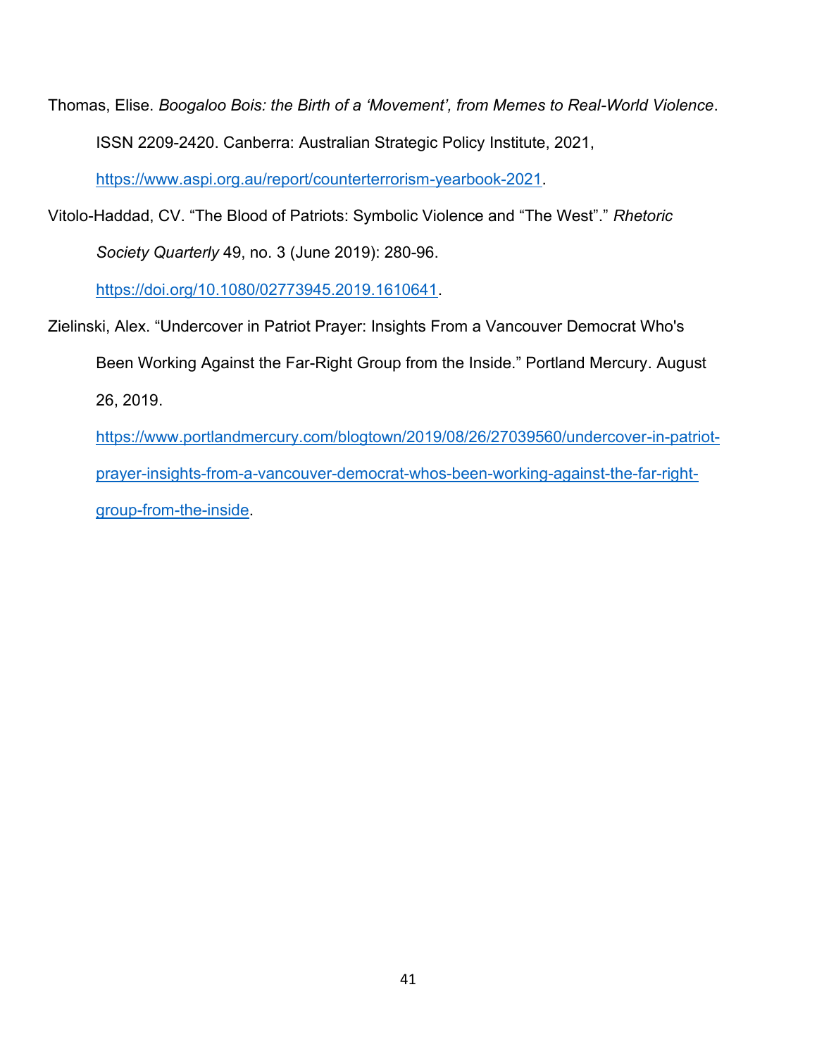Thomas, Elise. *Boogaloo Bois: the Birth of a 'Movement', from Memes to Real-World Violence*. ISSN 2209-2420. Canberra: Australian Strategic Policy Institute, 2021, https://www.aspi.org.au/report/counterterrorism-yearbook-2021.

Vitolo-Haddad, CV. "The Blood of Patriots: Symbolic Violence and "The West"." *Rhetoric Society Quarterly* 49, no. 3 (June 2019): 280-96. https://doi.org/10.1080/02773945.2019.1610641.

Zielinski, Alex. "Undercover in Patriot Prayer: Insights From a Vancouver Democrat Who's Been Working Against the Far-Right Group from the Inside." Portland Mercury. August 26, 2019. https://www.portlandmercury.com/blogtown/2019/08/26/27039560/undercover-in-patriot-prayer-insights-from-a-vancouver-democrat-whos-been-working-against-the-far-right-group-from-the-inside.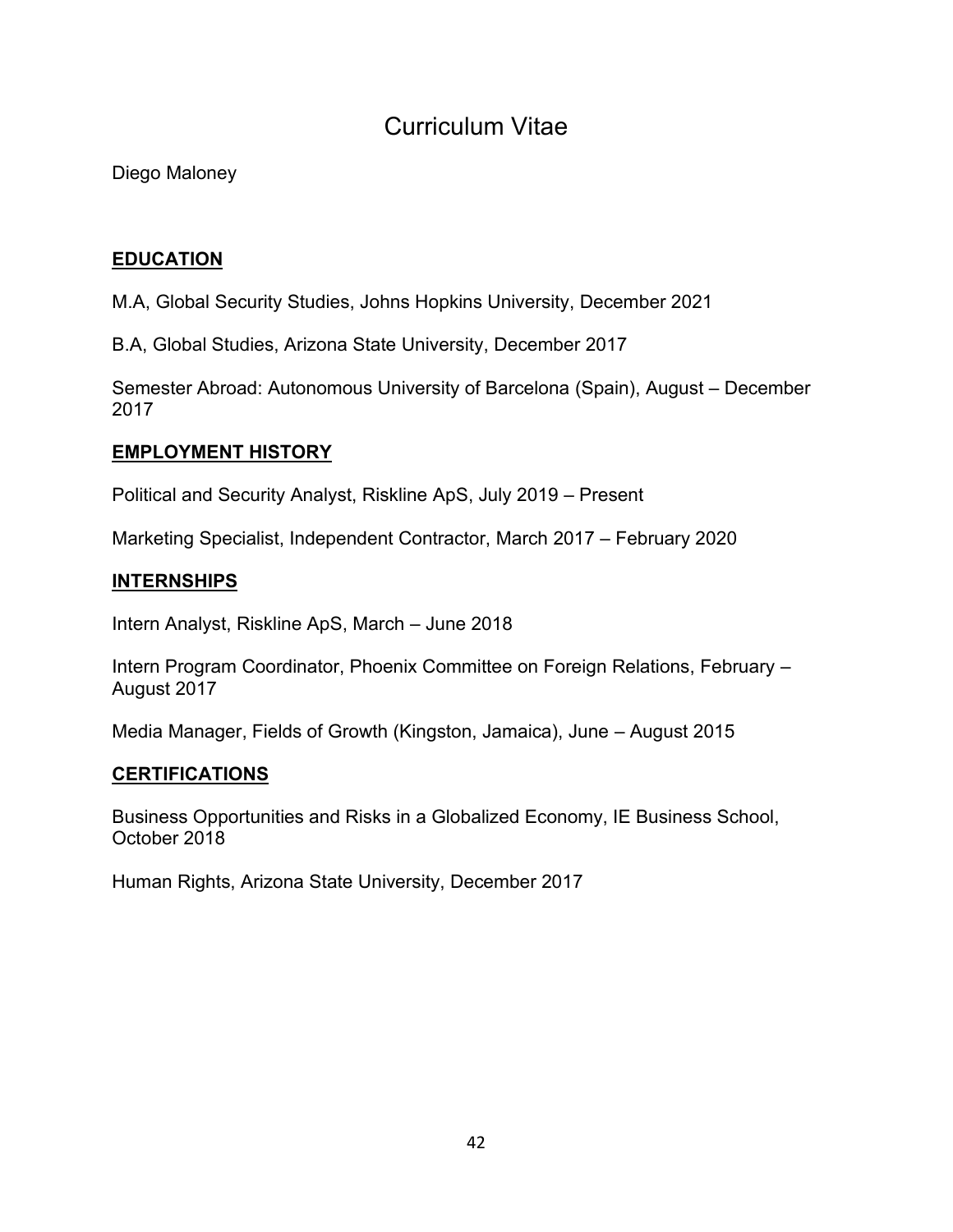# Curriculum Vitae

Diego Maloney

## EDUCATION

M.A, Global Security Studies, Johns Hopkins University, December 2021

B.A, Global Studies, Arizona State University, December 2017

Semester Abroad: Autonomous University of Barcelona (Spain), August – December 2017

## EMPLOYMENT HISTORY

Political and Security Analyst, Riskline ApS, July 2019 – Present

Marketing Specialist, Independent Contractor, March 2017 – February 2020

## INTERNSHIPS

Intern Analyst, Riskline ApS, March – June 2018

Intern Program Coordinator, Phoenix Committee on Foreign Relations, February – August 2017

Media Manager, Fields of Growth (Kingston, Jamaica), June – August 2015

## CERTIFICATIONS

Business Opportunities and Risks in a Globalized Economy, IE Business School, October 2018

Human Rights, Arizona State University, December 2017